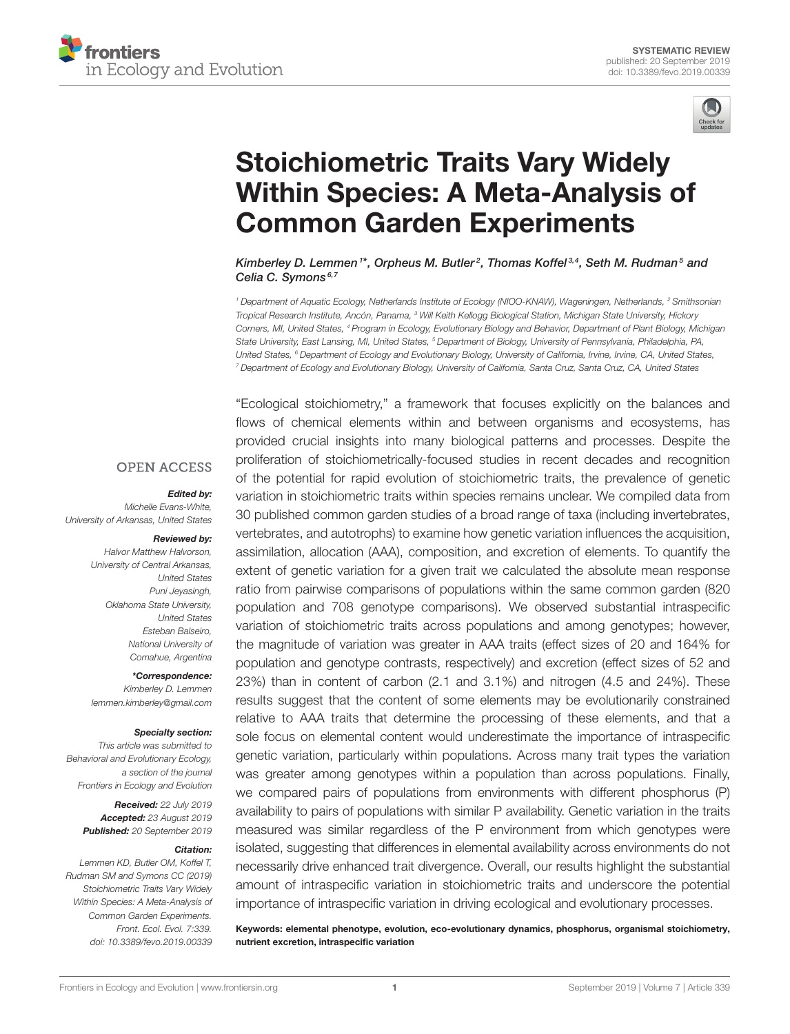SYSTEMATIC REVIEW
published: 20 September 2019
doi: 10.3389/fevo.2019.00339

# Stoichiometric Traits Vary Widely Within Species: A Meta-Analysis of Common Garden Experiments

*Kimberley D. Lemmen[1]\*, Orpheus M. Butler[2], Thomas Koffel[3,4], Seth M. Rudman[5] and Celia C. Symons[6,7]*

[1] Department of Aquatic Ecology, Netherlands Institute of Ecology (NIOO-KNAW), Wageningen, Netherlands, [2] Smithsonian Tropical Research Institute, Ancón, Panama, [3] Will Keith Kellogg Biological Station, Michigan State University, Hickory Corners, MI, United States, [4] Program in Ecology, Evolutionary Biology and Behavior, Department of Plant Biology, Michigan State University, East Lansing, MI, United States, [5] Department of Biology, University of Pennsylvania, Philadelphia, PA, United States, [6] Department of Ecology and Evolutionary Biology, University of California, Irvine, Irvine, CA, United States, [7] Department of Ecology and Evolutionary Biology, University of California, Santa Cruz, Santa Cruz, CA, United States

OPEN ACCESS

***Edited by:***
Michelle Evans-White,
University of Arkansas, United States

***Reviewed by:***
Halvor Matthew Halvorson,
University of Central Arkansas,
United States
Puni Jeyasingh,
Oklahoma State University,
United States
Esteban Balseiro,
National University of
Comahue, Argentina

***\*Correspondence:***
Kimberley D. Lemmen
lemmen.kimberley@gmail.com

***Specialty section:***
This article was submitted to
Behavioral and Evolutionary Ecology,
a section of the journal
Frontiers in Ecology and Evolution

***Received:*** 22 July 2019
***Accepted:*** 23 August 2019
***Published:*** 20 September 2019

***Citation:***
Lemmen KD, Butler OM, Koffel T,
Rudman SM and Symons CC (2019)
Stoichiometric Traits Vary Widely
Within Species: A Meta-Analysis of
Common Garden Experiments.
Front. Ecol. Evol. 7:339.
doi: 10.3389/fevo.2019.00339

"Ecological stoichiometry," a framework that focuses explicitly on the balances and flows of chemical elements within and between organisms and ecosystems, has provided crucial insights into many biological patterns and processes. Despite the proliferation of stoichiometrically-focused studies in recent decades and recognition of the potential for rapid evolution of stoichiometric traits, the prevalence of genetic variation in stoichiometric traits within species remains unclear. We compiled data from 30 published common garden studies of a broad range of taxa (including invertebrates, vertebrates, and autotrophs) to examine how genetic variation influences the acquisition, assimilation, allocation (AAA), composition, and excretion of elements. To quantify the extent of genetic variation for a given trait we calculated the absolute mean response ratio from pairwise comparisons of populations within the same common garden (820 population and 708 genotype comparisons). We observed substantial intraspecific variation of stoichiometric traits across populations and among genotypes; however, the magnitude of variation was greater in AAA traits (effect sizes of 20 and 164% for population and genotype contrasts, respectively) and excretion (effect sizes of 52 and 23%) than in content of carbon (2.1 and 3.1%) and nitrogen (4.5 and 24%). These results suggest that the content of some elements may be evolutionarily constrained relative to AAA traits that determine the processing of these elements, and that a sole focus on elemental content would underestimate the importance of intraspecific genetic variation, particularly within populations. Across many trait types the variation was greater among genotypes within a population than across populations. Finally, we compared pairs of populations from environments with different phosphorus (P) availability to pairs of populations with similar P availability. Genetic variation in the traits measured was similar regardless of the P environment from which genotypes were isolated, suggesting that differences in elemental availability across environments do not necessarily drive enhanced trait divergence. Overall, our results highlight the substantial amount of intraspecific variation in stoichiometric traits and underscore the potential importance of intraspecific variation in driving ecological and evolutionary processes.

**Keywords: elemental phenotype, evolution, eco-evolutionary dynamics, phosphorus, organismal stoichiometry, nutrient excretion, intraspecific variation**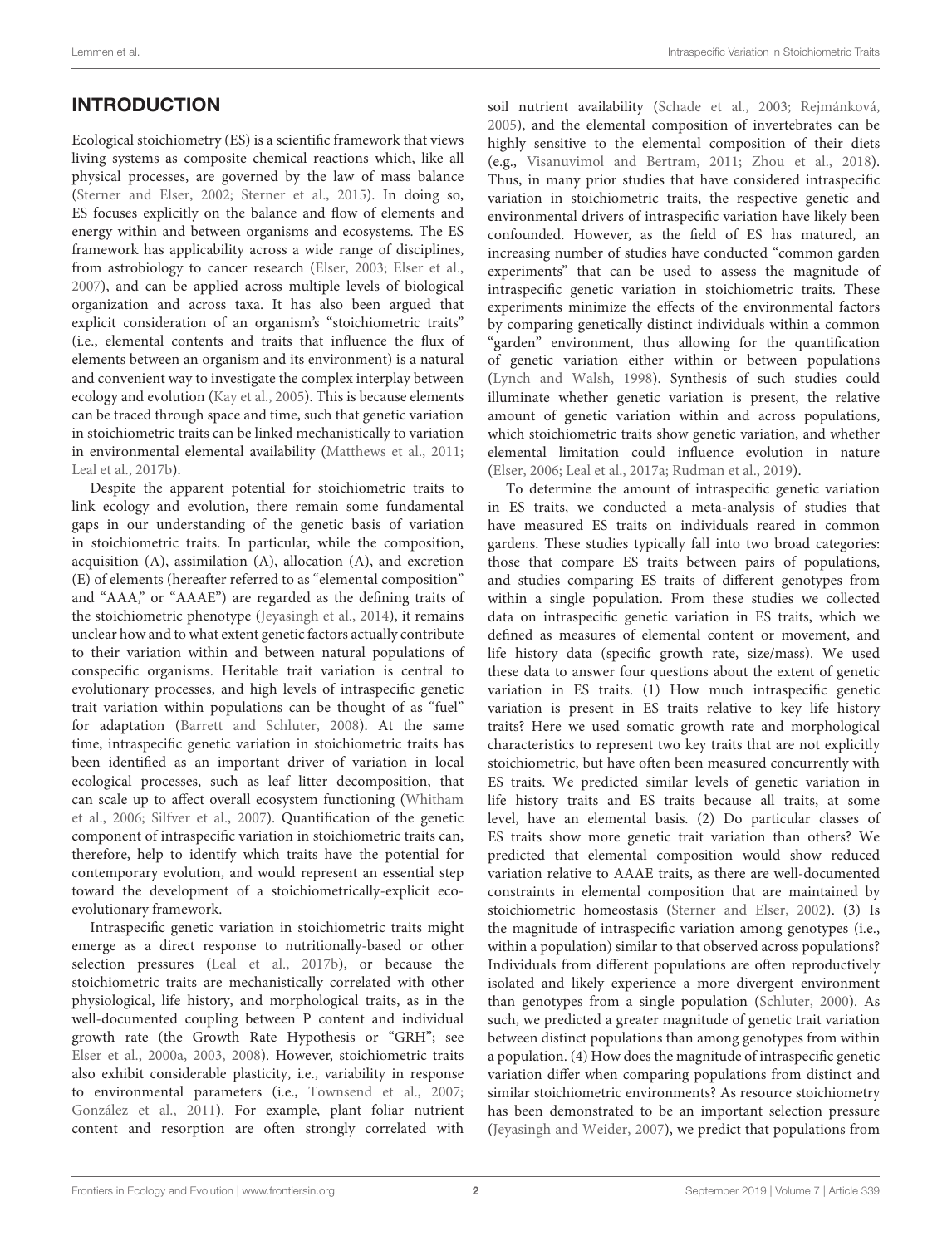## INTRODUCTION

Ecological stoichiometry (ES) is a scientific framework that views living systems as composite chemical reactions which, like all physical processes, are governed by the law of mass balance (Sterner and Elser, 2002; Sterner et al., 2015). In doing so, ES focuses explicitly on the balance and flow of elements and energy within and between organisms and ecosystems. The ES framework has applicability across a wide range of disciplines, from astrobiology to cancer research (Elser, 2003; Elser et al., 2007), and can be applied across multiple levels of biological organization and across taxa. It has also been argued that explicit consideration of an organism's "stoichiometric traits" (i.e., elemental contents and traits that influence the flux of elements between an organism and its environment) is a natural and convenient way to investigate the complex interplay between ecology and evolution (Kay et al., 2005). This is because elements can be traced through space and time, such that genetic variation in stoichiometric traits can be linked mechanistically to variation in environmental elemental availability (Matthews et al., 2011; Leal et al., 2017b).

Despite the apparent potential for stoichiometric traits to link ecology and evolution, there remain some fundamental gaps in our understanding of the genetic basis of variation in stoichiometric traits. In particular, while the composition, acquisition (A), assimilation (A), allocation (A), and excretion (E) of elements (hereafter referred to as "elemental composition" and "AAA," or "AAAE") are regarded as the defining traits of the stoichiometric phenotype (Jeyasingh et al., 2014), it remains unclear how and to what extent genetic factors actually contribute to their variation within and between natural populations of conspecific organisms. Heritable trait variation is central to evolutionary processes, and high levels of intraspecific genetic trait variation within populations can be thought of as "fuel" for adaptation (Barrett and Schluter, 2008). At the same time, intraspecific genetic variation in stoichiometric traits has been identified as an important driver of variation in local ecological processes, such as leaf litter decomposition, that can scale up to affect overall ecosystem functioning (Whitham et al., 2006; Silfver et al., 2007). Quantification of the genetic component of intraspecific variation in stoichiometric traits can, therefore, help to identify which traits have the potential for contemporary evolution, and would represent an essential step toward the development of a stoichiometrically-explicit eco-evolutionary framework.

Intraspecific genetic variation in stoichiometric traits might emerge as a direct response to nutritionally-based or other selection pressures (Leal et al., 2017b), or because the stoichiometric traits are mechanistically correlated with other physiological, life history, and morphological traits, as in the well-documented coupling between P content and individual growth rate (the Growth Rate Hypothesis or "GRH"; see Elser et al., 2000a, 2003, 2008). However, stoichiometric traits also exhibit considerable plasticity, i.e., variability in response to environmental parameters (i.e., Townsend et al., 2007; González et al., 2011). For example, plant foliar nutrient content and resorption are often strongly correlated with soil nutrient availability (Schade et al., 2003; Rejmánková, 2005), and the elemental composition of invertebrates can be highly sensitive to the elemental composition of their diets (e.g., Visanuvimol and Bertram, 2011; Zhou et al., 2018). Thus, in many prior studies that have considered intraspecific variation in stoichiometric traits, the respective genetic and environmental drivers of intraspecific variation have likely been confounded. However, as the field of ES has matured, an increasing number of studies have conducted "common garden experiments" that can be used to assess the magnitude of intraspecific genetic variation in stoichiometric traits. These experiments minimize the effects of the environmental factors by comparing genetically distinct individuals within a common "garden" environment, thus allowing for the quantification of genetic variation either within or between populations (Lynch and Walsh, 1998). Synthesis of such studies could illuminate whether genetic variation is present, the relative amount of genetic variation within and across populations, which stoichiometric traits show genetic variation, and whether elemental limitation could influence evolution in nature (Elser, 2006; Leal et al., 2017a; Rudman et al., 2019).

To determine the amount of intraspecific genetic variation in ES traits, we conducted a meta-analysis of studies that have measured ES traits on individuals reared in common gardens. These studies typically fall into two broad categories: those that compare ES traits between pairs of populations, and studies comparing ES traits of different genotypes from within a single population. From these studies we collected data on intraspecific genetic variation in ES traits, which we defined as measures of elemental content or movement, and life history data (specific growth rate, size/mass). We used these data to answer four questions about the extent of genetic variation in ES traits. (1) How much intraspecific genetic variation is present in ES traits relative to key life history traits? Here we used somatic growth rate and morphological characteristics to represent two key traits that are not explicitly stoichiometric, but have often been measured concurrently with ES traits. We predicted similar levels of genetic variation in life history traits and ES traits because all traits, at some level, have an elemental basis. (2) Do particular classes of ES traits show more genetic trait variation than others? We predicted that elemental composition would show reduced variation relative to AAAE traits, as there are well-documented constraints in elemental composition that are maintained by stoichiometric homeostasis (Sterner and Elser, 2002). (3) Is the magnitude of intraspecific variation among genotypes (i.e., within a population) similar to that observed across populations? Individuals from different populations are often reproductively isolated and likely experience a more divergent environment than genotypes from a single population (Schluter, 2000). As such, we predicted a greater magnitude of genetic trait variation between distinct populations than among genotypes from within a population. (4) How does the magnitude of intraspecific genetic variation differ when comparing populations from distinct and similar stoichiometric environments? As resource stoichiometry has been demonstrated to be an important selection pressure (Jeyasingh and Weider, 2007), we predict that populations from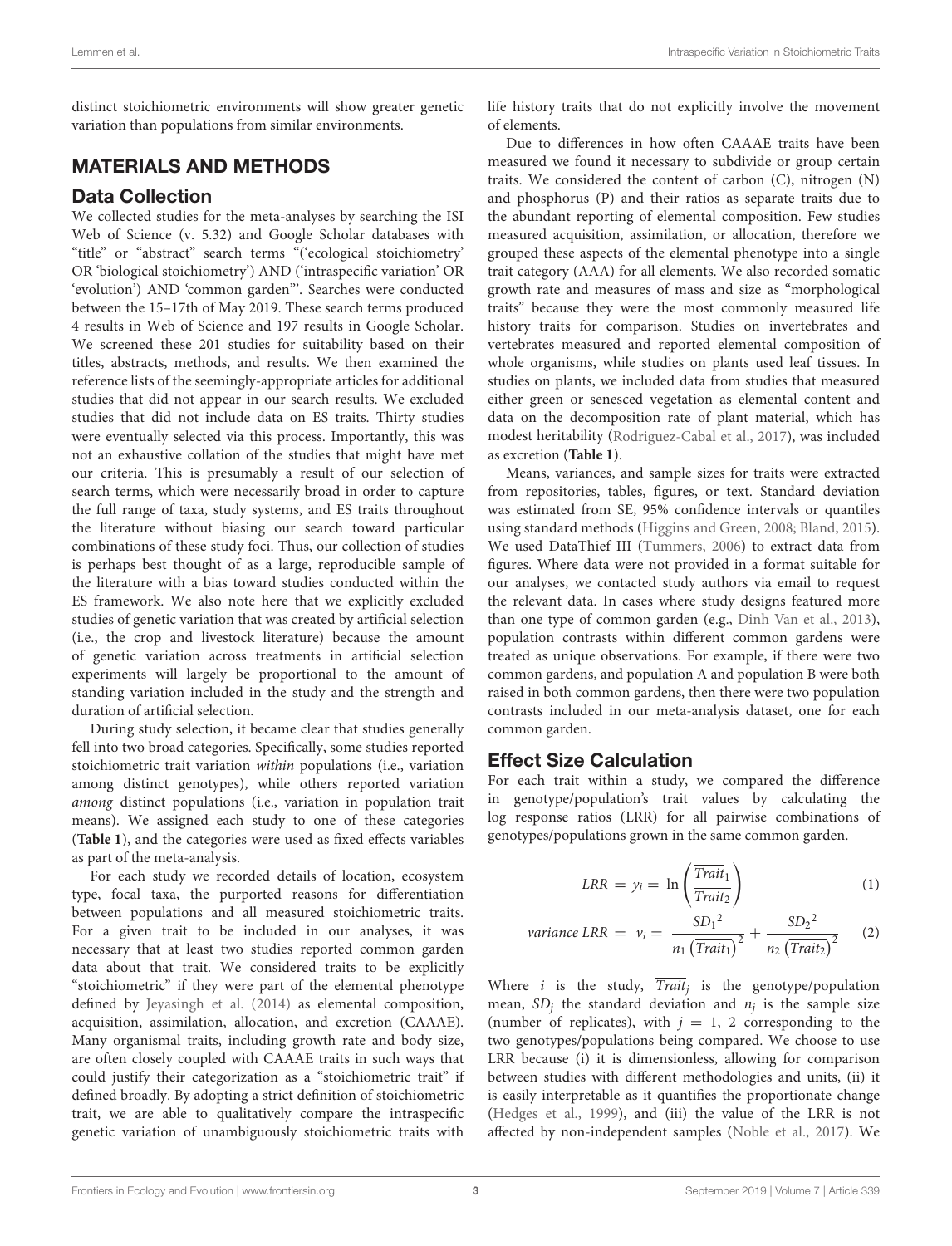distinct stoichiometric environments will show greater genetic variation than populations from similar environments.

## MATERIALS AND METHODS

### Data Collection

We collected studies for the meta-analyses by searching the ISI Web of Science (v. 5.32) and Google Scholar databases with "title" or "abstract" search terms "('ecological stoichiometry' OR 'biological stoichiometry') AND ('intraspecific variation' OR 'evolution') AND 'common garden"'. Searches were conducted between the 15–17th of May 2019. These search terms produced 4 results in Web of Science and 197 results in Google Scholar. We screened these 201 studies for suitability based on their titles, abstracts, methods, and results. We then examined the reference lists of the seemingly-appropriate articles for additional studies that did not appear in our search results. We excluded studies that did not include data on ES traits. Thirty studies were eventually selected via this process. Importantly, this was not an exhaustive collation of the studies that might have met our criteria. This is presumably a result of our selection of search terms, which were necessarily broad in order to capture the full range of taxa, study systems, and ES traits throughout the literature without biasing our search toward particular combinations of these study foci. Thus, our collection of studies is perhaps best thought of as a large, reproducible sample of the literature with a bias toward studies conducted within the ES framework. We also note here that we explicitly excluded studies of genetic variation that was created by artificial selection (i.e., the crop and livestock literature) because the amount of genetic variation across treatments in artificial selection experiments will largely be proportional to the amount of standing variation included in the study and the strength and duration of artificial selection.

During study selection, it became clear that studies generally fell into two broad categories. Specifically, some studies reported stoichiometric trait variation *within* populations (i.e., variation among distinct genotypes), while others reported variation *among* distinct populations (i.e., variation in population trait means). We assigned each study to one of these categories (**Table 1**), and the categories were used as fixed effects variables as part of the meta-analysis.

For each study we recorded details of location, ecosystem type, focal taxa, the purported reasons for differentiation between populations and all measured stoichiometric traits. For a given trait to be included in our analyses, it was necessary that at least two studies reported common garden data about that trait. We considered traits to be explicitly "stoichiometric" if they were part of the elemental phenotype defined by Jeyasingh et al. (2014) as elemental composition, acquisition, assimilation, allocation, and excretion (CAAAE). Many organismal traits, including growth rate and body size, are often closely coupled with CAAAE traits in such ways that could justify their categorization as a "stoichiometric trait" if defined broadly. By adopting a strict definition of stoichiometric trait, we are able to qualitatively compare the intraspecific genetic variation of unambiguously stoichiometric traits with life history traits that do not explicitly involve the movement of elements.

Due to differences in how often CAAAE traits have been measured we found it necessary to subdivide or group certain traits. We considered the content of carbon (C), nitrogen (N) and phosphorus (P) and their ratios as separate traits due to the abundant reporting of elemental composition. Few studies measured acquisition, assimilation, or allocation, therefore we grouped these aspects of the elemental phenotype into a single trait category (AAA) for all elements. We also recorded somatic growth rate and measures of mass and size as "morphological traits" because they were the most commonly measured life history traits for comparison. Studies on invertebrates and vertebrates measured and reported elemental composition of whole organisms, while studies on plants used leaf tissues. In studies on plants, we included data from studies that measured either green or senesced vegetation as elemental content and data on the decomposition rate of plant material, which has modest heritability (Rodriguez-Cabal et al., 2017), was included as excretion (**Table 1**).

Means, variances, and sample sizes for traits were extracted from repositories, tables, figures, or text. Standard deviation was estimated from SE, 95% confidence intervals or quantiles using standard methods (Higgins and Green, 2008; Bland, 2015). We used DataThief III (Tummers, 2006) to extract data from figures. Where data were not provided in a format suitable for our analyses, we contacted study authors via email to request the relevant data. In cases where study designs featured more than one type of common garden (e.g., Dinh Van et al., 2013), population contrasts within different common gardens were treated as unique observations. For example, if there were two common gardens, and population A and population B were both raised in both common gardens, then there were two population contrasts included in our meta-analysis dataset, one for each common garden.

### Effect Size Calculation

For each trait within a study, we compared the difference in genotype/population's trait values by calculating the log response ratios (LRR) for all pairwise combinations of genotypes/populations grown in the same common garden.

$$LRR = y_i = \ln\left(\frac{\overline{Trait_1}}{\overline{Trait_2}}\right) \tag{1}$$

$$variance\ LRR = v_i = \frac{SD_1{}^2}{n_1\left(\overline{Trait_1}\right)^2} + \frac{SD_2{}^2}{n_2\left(\overline{Trait_2}\right)^2} \tag{2}$$

Where $i$ is the study, $\overline{Trait_j}$ is the genotype/population mean, $SD_j$ the standard deviation and $n_j$ is the sample size (number of replicates), with $j = 1, 2$ corresponding to the two genotypes/populations being compared. We choose to use LRR because (i) it is dimensionless, allowing for comparison between studies with different methodologies and units, (ii) it is easily interpretable as it quantifies the proportionate change (Hedges et al., 1999), and (iii) the value of the LRR is not affected by non-independent samples (Noble et al., 2017). We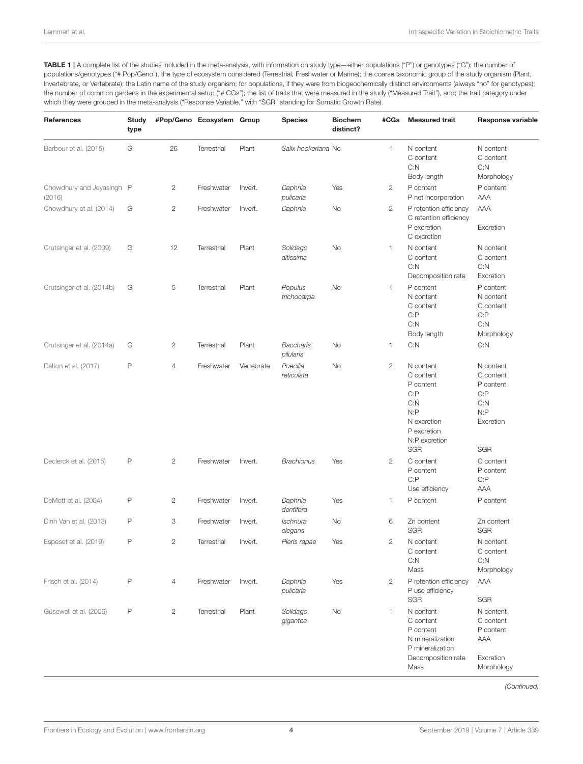**TABLE 1 |** A complete list of the studies included in the meta-analysis, with information on study type—either populations ("P") or genotypes ("G"); the number of populations/genotypes ("# Pop/Geno"), the type of ecosystem considered (Terrestrial, Freshwater or Marine); the coarse taxonomic group of the study organism (Plant, Invertebrate, or Vertebrate); the Latin name of the study organism; for populations, if they were from biogeochemically distinct environments (always "no" for genotypes); the number of common gardens in the experimental setup ("# CGs"); the list of traits that were measured in the study ("Measured Trait"), and; the trait category under which they were grouped in the meta-analysis ("Response Variable," with "SGR" standing for Somatic Growth Rate).

| References | Study type | #Pop/Geno | Ecosystem | Group | Species | Biochem distinct? | #CGs | Measured trait | Response variable |
|---|---|---|---|---|---|---|---|---|---|
| Barbour et al. (2015) | G | 26 | Terrestrial | Plant | *Salix hookeriana* | No | 1 | N content<br>C content<br>C:N<br>Body length | N content<br>C content<br>C:N<br>Morphology |
| Chowdhury and Jeyasingh (2016) | P | 2 | Freshwater | Invert. | *Daphnia pulicaria* | Yes | 2 | P content<br>P net incorporation | P content<br>AAA |
| Chowdhury et al. (2014) | G | 2 | Freshwater | Invert. | *Daphnia* | No | 2 | P retention efficiency<br>C retention efficiency<br>P excretion<br>C excretion | AAA<br><br>Excretion |
| Crutsinger et al. (2009) | G | 12 | Terrestrial | Plant | *Solidago altissima* | No | 1 | N content<br>C content<br>C:N<br>Decomposition rate | N content<br>C content<br>C:N<br>Excretion |
| Crutsinger et al. (2014b) | G | 5 | Terrestrial | Plant | *Populus trichocarpa* | No | 1 | P content<br>N content<br>C content<br>C:P<br>C:N<br>Body length | P content<br>N content<br>C content<br>C:P<br>C:N<br>Morphology |
| Crutsinger et al. (2014a) | G | 2 | Terrestrial | Plant | *Baccharis pilularis* | No | 1 | C:N | C:N |
| Dalton et al. (2017) | P | 4 | Freshwater | Vertebrate | *Poecilia reticulata* | No | 2 | N content<br>C content<br>P content<br>C:P<br>C:N<br>N:P<br>N excretion<br>P excretion<br>N:P excretion<br>SGR | N content<br>C content<br>P content<br>C:P<br>C:N<br>N:P<br>Excretion<br><br><br>SGR |
| Declerck et al. (2015) | P | 2 | Freshwater | Invert. | *Brachionus* | Yes | 2 | C content<br>P content<br>C:P<br>Use efficiency | C content<br>P content<br>C:P<br>AAA |
| DeMott et al. (2004) | P | 2 | Freshwater | Invert. | *Daphnia dentifera* | Yes | 1 | P content | P content |
| Dinh Van et al. (2013) | P | 3 | Freshwater | Invert. | *Ischnura elegans* | No | 6 | Zn content<br>SGR | Zn content<br>SGR |
| Espeset et al. (2019) | P | 2 | Terrestrial | Invert. | *Pieris rapae* | Yes | 2 | N content<br>C content<br>C:N<br>Mass | N content<br>C content<br>C:N<br>Morphology |
| Frisch et al. (2014) | P | 4 | Freshwater | Invert. | *Daphnia pulicaria* | Yes | 2 | P retention efficiency<br>P use efficiency<br>SGR | AAA<br><br>SGR |
| Güsewell et al. (2006) | P | 2 | Terrestrial | Plant | *Solidago gigantea* | No | 1 | N content<br>C content<br>P content<br>N mineralization<br>P mineralization<br>Decomposition rate<br>Mass | N content<br>C content<br>P content<br>AAA<br><br>Excretion<br>Morphology |

*(Continued)*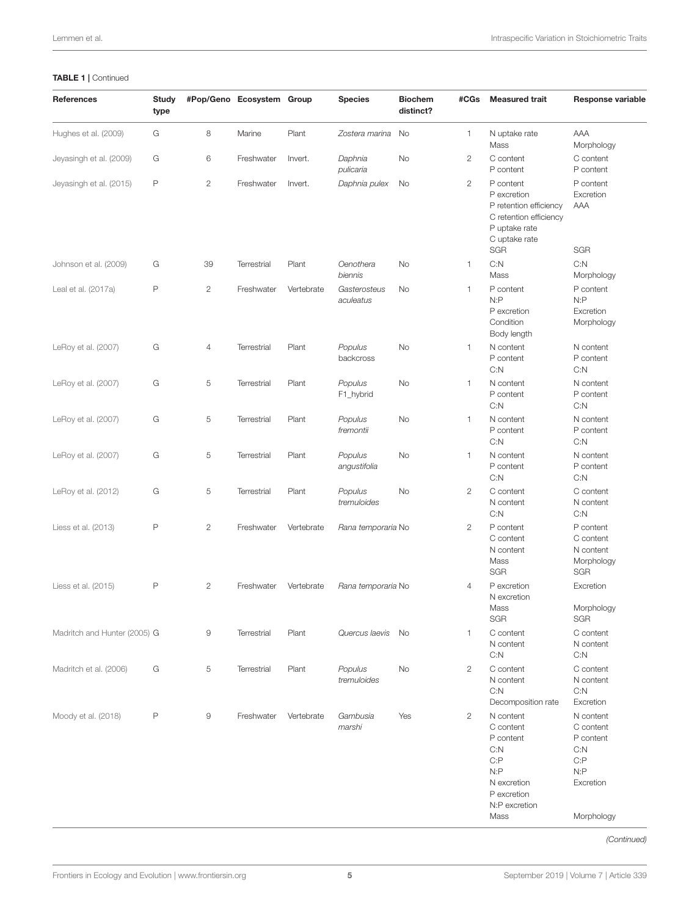**TABLE 1 |** Continued

| References | Study type | #Pop/Geno | Ecosystem | Group | Species | Biochem distinct? | #CGs | Measured trait | Response variable |
|---|---|---|---|---|---|---|---|---|---|
| Hughes et al. (2009) | G | 8 | Marine | Plant | *Zostera marina* | No | 1 | N uptake rate<br>Mass | AAA<br>Morphology |
| Jeyasingh et al. (2009) | G | 6 | Freshwater | Invert. | *Daphnia pulicaria* | No | 2 | C content<br>P content | C content<br>P content |
| Jeyasingh et al. (2015) | P | 2 | Freshwater | Invert. | *Daphnia pulex* | No | 2 | P content<br>P excretion<br>P retention efficiency<br>C retention efficiency<br>P uptake rate<br>C uptake rate<br>SGR | P content<br>Excretion<br>AAA<br><br><br><br>SGR |
| Johnson et al. (2009) | G | 39 | Terrestrial | Plant | *Oenothera biennis* | No | 1 | C:N<br>Mass | C:N<br>Morphology |
| Leal et al. (2017a) | P | 2 | Freshwater | Vertebrate | *Gasterosteus aculeatus* | No | 1 | P content<br>N:P<br>P excretion<br>Condition<br>Body length | P content<br>N:P<br>Excretion<br>Morphology |
| LeRoy et al. (2007) | G | 4 | Terrestrial | Plant | *Populus* backcross | No | 1 | N content<br>P content<br>C:N | N content<br>P content<br>C:N |
| LeRoy et al. (2007) | G | 5 | Terrestrial | Plant | *Populus* F1_hybrid | No | 1 | N content<br>P content<br>C:N | N content<br>P content<br>C:N |
| LeRoy et al. (2007) | G | 5 | Terrestrial | Plant | *Populus fremontii* | No | 1 | N content<br>P content<br>C:N | N content<br>P content<br>C:N |
| LeRoy et al. (2007) | G | 5 | Terrestrial | Plant | *Populus angustifolia* | No | 1 | N content<br>P content<br>C:N | N content<br>P content<br>C:N |
| LeRoy et al. (2012) | G | 5 | Terrestrial | Plant | *Populus tremuloides* | No | 2 | C content<br>N content<br>C:N | C content<br>N content<br>C:N |
| Liess et al. (2013) | P | 2 | Freshwater | Vertebrate | *Rana temporaria* | No | 2 | P content<br>C content<br>N content<br>Mass<br>SGR | P content<br>C content<br>N content<br>Morphology<br>SGR |
| Liess et al. (2015) | P | 2 | Freshwater | Vertebrate | *Rana temporaria* | No | 4 | P excretion<br>N excretion<br>Mass<br>SGR | Excretion<br><br>Morphology<br>SGR |
| Madritch and Hunter (2005) | G | 9 | Terrestrial | Plant | *Quercus laevis* | No | 1 | C content<br>N content<br>C:N | C content<br>N content<br>C:N |
| Madritch et al. (2006) | G | 5 | Terrestrial | Plant | *Populus tremuloides* | No | 2 | C content<br>N content<br>C:N<br>Decomposition rate | C content<br>N content<br>C:N<br>Excretion |
| Moody et al. (2018) | P | 9 | Freshwater | Vertebrate | *Gambusia marshi* | Yes | 2 | N content<br>C content<br>P content<br>C:N<br>C:P<br>N:P<br>N excretion<br>P excretion<br>N:P excretion<br>Mass | N content<br>C content<br>P content<br>C:N<br>C:P<br>N:P<br>Excretion<br><br><br>Morphology |

*(Continued)*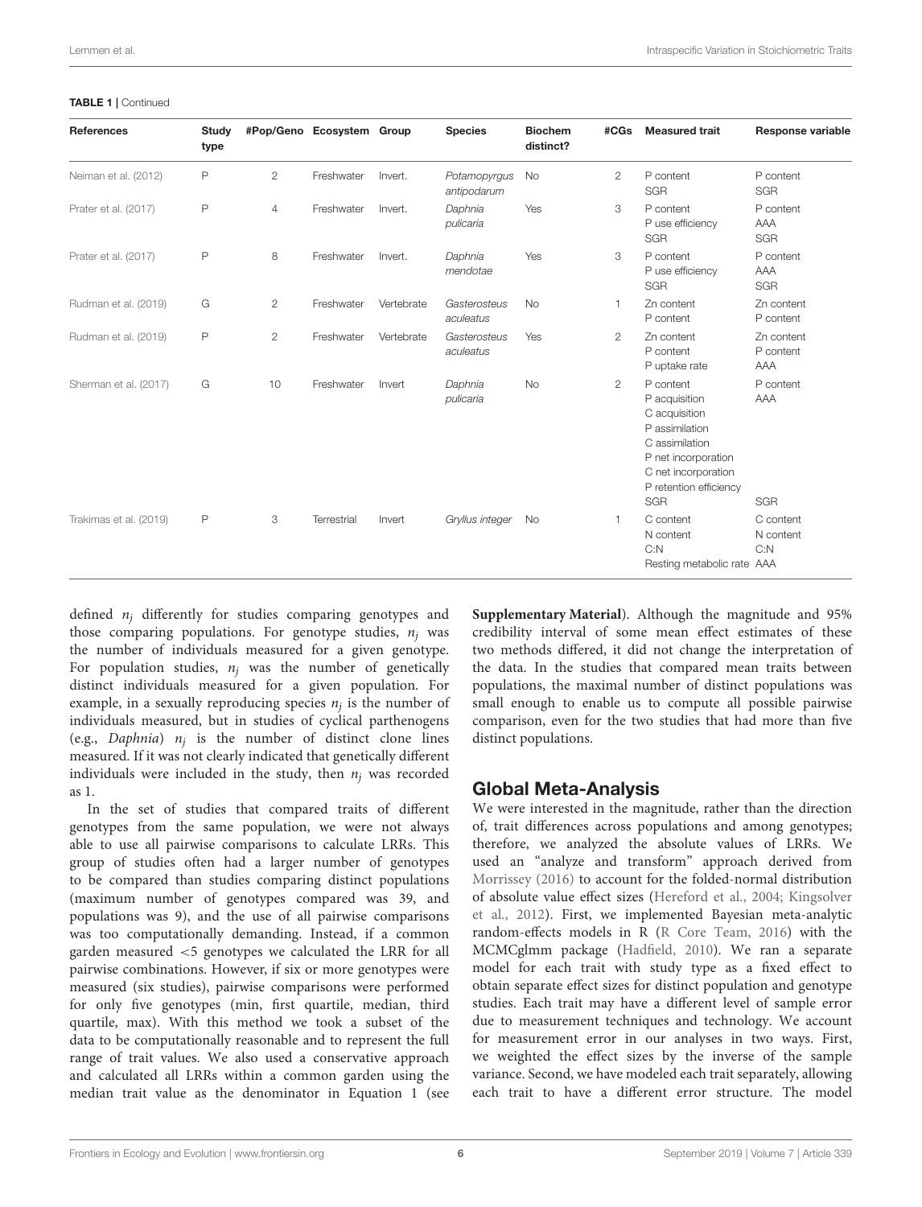**TABLE 1** | Continued

| References | Study type | #Pop/Geno | Ecosystem | Group | Species | Biochem distinct? | #CGs | Measured trait | Response variable |
|---|---|---|---|---|---|---|---|---|---|
| Neiman et al. (2012) | P | 2 | Freshwater | Invert. | *Potamopyrgus antipodarum* | No | 2 | P content<br>SGR | P content<br>SGR |
| Prater et al. (2017) | P | 4 | Freshwater | Invert. | *Daphnia pulicaria* | Yes | 3 | P content<br>P use efficiency<br>SGR | P content<br>AAA<br>SGR |
| Prater et al. (2017) | P | 8 | Freshwater | Invert. | *Daphnia mendotae* | Yes | 3 | P content<br>P use efficiency<br>SGR | P content<br>AAA<br>SGR |
| Rudman et al. (2019) | G | 2 | Freshwater | Vertebrate | *Gasterosteus aculeatus* | No | 1 | Zn content<br>P content | Zn content<br>P content |
| Rudman et al. (2019) | P | 2 | Freshwater | Vertebrate | *Gasterosteus aculeatus* | Yes | 2 | Zn content<br>P content<br>P uptake rate | Zn content<br>P content<br>AAA |
| Sherman et al. (2017) | G | 10 | Freshwater | Invert | *Daphnia pulicaria* | No | 2 | P content<br>P acquisition<br>C acquisition<br>P assimilation<br>C assimilation<br>P net incorporation<br>C net incorporation<br>P retention efficiency<br>SGR | P content<br>AAA<br><br><br><br><br><br><br>SGR |
| Trakimas et al. (2019) | P | 3 | Terrestrial | Invert | *Gryllus integer* | No | 1 | C content<br>N content<br>C:N<br>Resting metabolic rate | C content<br>N content<br>C:N<br>AAA |

defined $n_j$ differently for studies comparing genotypes and those comparing populations. For genotype studies, $n_j$ was the number of individuals measured for a given genotype. For population studies, $n_j$ was the number of genetically distinct individuals measured for a given population. For example, in a sexually reproducing species $n_j$ is the number of individuals measured, but in studies of cyclical parthenogens (e.g., *Daphnia*) $n_j$ is the number of distinct clone lines measured. If it was not clearly indicated that genetically different individuals were included in the study, then $n_j$ was recorded as 1.

In the set of studies that compared traits of different genotypes from the same population, we were not always able to use all pairwise comparisons to calculate LRRs. This group of studies often had a larger number of genotypes to be compared than studies comparing distinct populations (maximum number of genotypes compared was 39, and populations was 9), and the use of all pairwise comparisons was too computationally demanding. Instead, if a common garden measured <5 genotypes we calculated the LRR for all pairwise combinations. However, if six or more genotypes were measured (six studies), pairwise comparisons were performed for only five genotypes (min, first quartile, median, third quartile, max). With this method we took a subset of the data to be computationally reasonable and to represent the full range of trait values. We also used a conservative approach and calculated all LRRs within a common garden using the median trait value as the denominator in Equation 1 (see **Supplementary Material**). Although the magnitude and 95% credibility interval of some mean effect estimates of these two methods differed, it did not change the interpretation of the data. In the studies that compared mean traits between populations, the maximal number of distinct populations was small enough to enable us to compute all possible pairwise comparison, even for the two studies that had more than five distinct populations.

## Global Meta-Analysis

We were interested in the magnitude, rather than the direction of, trait differences across populations and among genotypes; therefore, we analyzed the absolute values of LRRs. We used an "analyze and transform" approach derived from Morrissey (2016) to account for the folded-normal distribution of absolute value effect sizes (Hereford et al., 2004; Kingsolver et al., 2012). First, we implemented Bayesian meta-analytic random-effects models in R (R Core Team, 2016) with the MCMCglmm package (Hadfield, 2010). We ran a separate model for each trait with study type as a fixed effect to obtain separate effect sizes for distinct population and genotype studies. Each trait may have a different level of sample error due to measurement techniques and technology. We account for measurement error in our analyses in two ways. First, we weighted the effect sizes by the inverse of the sample variance. Second, we have modeled each trait separately, allowing each trait to have a different error structure. The model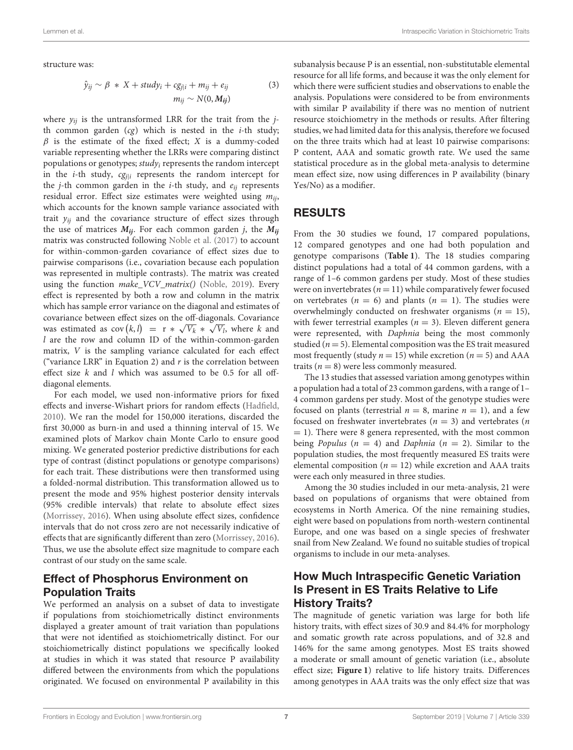structure was:

$$\hat{y}_{ij} \sim \beta * X + study_i + cg_{j|i} + m_{ij} + e_{ij} \quad (3)$$
$$m_{ij} \sim N(0, \boldsymbol{M_{ij}})$$

where $y_{ij}$ is the untransformed LRR for the trait from the $j$-th common garden ($cg$) which is nested in the $i$-th study; $\beta$ is the estimate of the fixed effect; $X$ is a dummy-coded variable representing whether the LRRs were comparing distinct populations or genotypes; $study_i$ represents the random intercept in the $i$-th study, $cg_{j|i}$ represents the random intercept for the $j$-th common garden in the $i$-th study, and $e_{ij}$ represents residual error. Effect size estimates were weighted using $m_{ij}$, which accounts for the known sample variance associated with trait $y_{ij}$ and the covariance structure of effect sizes through the use of matrices $\boldsymbol{M_{ij}}$. For each common garden $j$, the $\boldsymbol{M_{ij}}$ matrix was constructed following Noble et al. (2017) to account for within-common-garden covariance of effect sizes due to pairwise comparisons (i.e., covariation because each population was represented in multiple contrasts). The matrix was created using the function *make_VCV_matrix()* (Noble, 2019). Every effect is represented by both a row and column in the matrix which has sample error variance on the diagonal and estimates of covariance between effect sizes on the off-diagonals. Covariance was estimated as $\text{cov}(k, l) = r * \sqrt{V_k} * \sqrt{V_l}$, where $k$ and $l$ are the row and column ID of the within-common-garden matrix, $V$ is the sampling variance calculated for each effect ("variance LRR" in Equation 2) and $r$ is the correlation between effect size $k$ and $l$ which was assumed to be 0.5 for all off-diagonal elements.

For each model, we used non-informative priors for fixed effects and inverse-Wishart priors for random effects (Hadfield, 2010). We ran the model for 150,000 iterations, discarded the first 30,000 as burn-in and used a thinning interval of 15. We examined plots of Markov chain Monte Carlo to ensure good mixing. We generated posterior predictive distributions for each type of contrast (distinct populations or genotype comparisons) for each trait. These distributions were then transformed using a folded-normal distribution. This transformation allowed us to present the mode and 95% highest posterior density intervals (95% credible intervals) that relate to absolute effect sizes (Morrissey, 2016). When using absolute effect sizes, confidence intervals that do not cross zero are not necessarily indicative of effects that are significantly different than zero (Morrissey, 2016). Thus, we use the absolute effect size magnitude to compare each contrast of our study on the same scale.

## Effect of Phosphorus Environment on Population Traits

We performed an analysis on a subset of data to investigate if populations from stoichiometrically distinct environments displayed a greater amount of trait variation than populations that were not identified as stoichiometrically distinct. For our stoichiometrically distinct populations we specifically looked at studies in which it was stated that resource P availability differed between the environments from which the populations originated. We focused on environmental P availability in this subanalysis because P is an essential, non-substitutable elemental resource for all life forms, and because it was the only element for which there were sufficient studies and observations to enable the analysis. Populations were considered to be from environments with similar P availability if there was no mention of nutrient resource stoichiometry in the methods or results. After filtering studies, we had limited data for this analysis, therefore we focused on the three traits which had at least 10 pairwise comparisons: P content, AAA and somatic growth rate. We used the same statistical procedure as in the global meta-analysis to determine mean effect size, now using differences in P availability (binary Yes/No) as a modifier.

# RESULTS

From the 30 studies we found, 17 compared populations, 12 compared genotypes and one had both population and genotype comparisons (**Table 1**). The 18 studies comparing distinct populations had a total of 44 common gardens, with a range of 1–6 common gardens per study. Most of these studies were on invertebrates ($n = 11$) while comparatively fewer focused on vertebrates ($n = 6$) and plants ($n = 1$). The studies were overwhelmingly conducted on freshwater organisms ($n = 15$), with fewer terrestrial examples ($n = 3$). Eleven different genera were represented, with *Daphnia* being the most commonly studied ($n = 5$). Elemental composition was the ES trait measured most frequently (study $n = 15$) while excretion ($n = 5$) and AAA traits ($n = 8$) were less commonly measured.

The 13 studies that assessed variation among genotypes within a population had a total of 23 common gardens, with a range of 1–4 common gardens per study. Most of the genotype studies were focused on plants (terrestrial $n = 8$, marine $n = 1$), and a few focused on freshwater invertebrates ($n = 3$) and vertebrates ($n = 1$). There were 8 genera represented, with the most common being *Populus* ($n = 4$) and *Daphnia* ($n = 2$). Similar to the population studies, the most frequently measured ES traits were elemental composition ($n = 12$) while excretion and AAA traits were each only measured in three studies.

Among the 30 studies included in our meta-analysis, 21 were based on populations of organisms that were obtained from ecosystems in North America. Of the nine remaining studies, eight were based on populations from north-western continental Europe, and one was based on a single species of freshwater snail from New Zealand. We found no suitable studies of tropical organisms to include in our meta-analyses.

## How Much Intraspecific Genetic Variation Is Present in ES Traits Relative to Life History Traits?

The magnitude of genetic variation was large for both life history traits, with effect sizes of 30.9 and 84.4% for morphology and somatic growth rate across populations, and of 32.8 and 146% for the same among genotypes. Most ES traits showed a moderate or small amount of genetic variation (i.e., absolute effect size; **Figure 1**) relative to life history traits. Differences among genotypes in AAA traits was the only effect size that was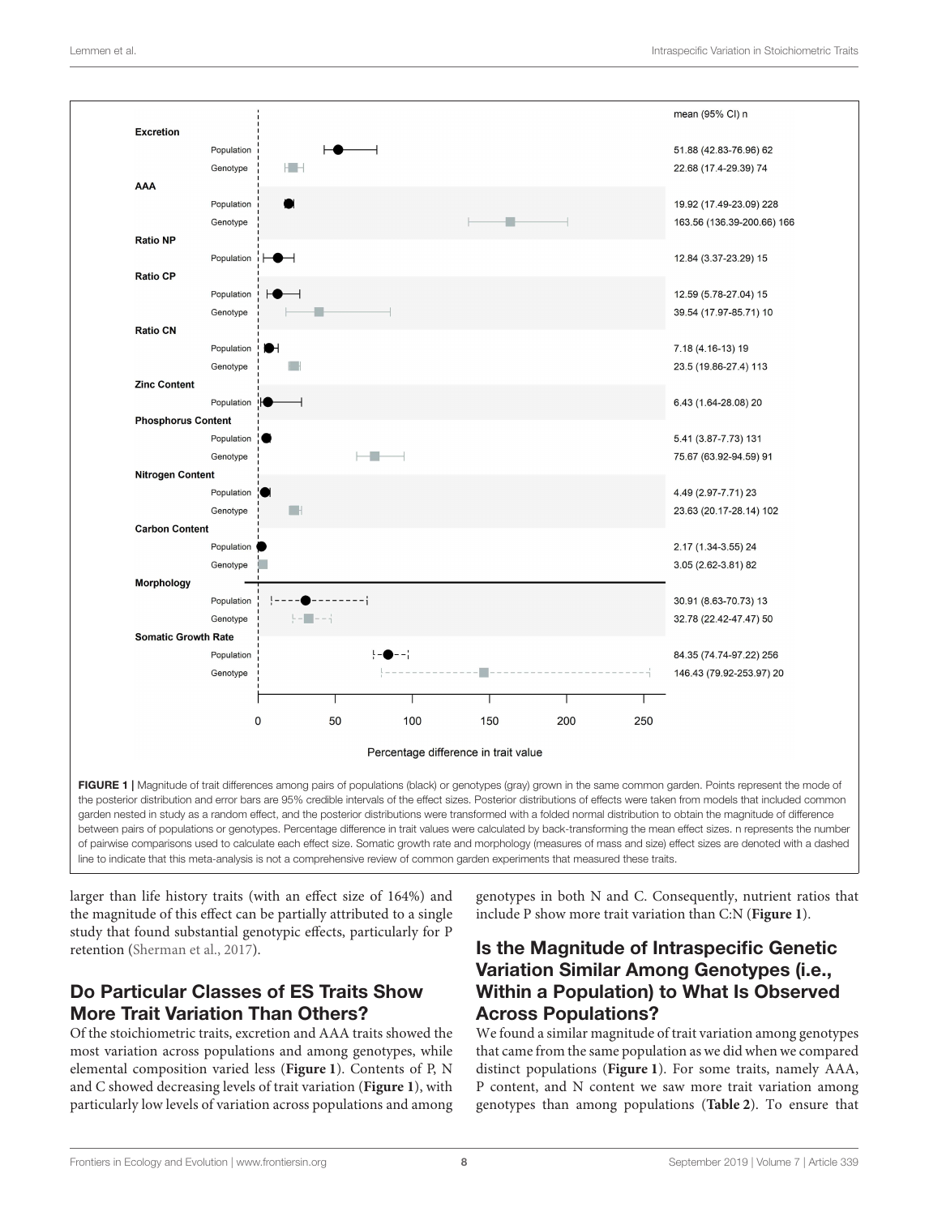| Trait | Group | mean (95% CI) n |
|---|---|---|
| **Excretion** | Population | 51.88 (42.83-76.96) 62 |
| | Genotype | 22.68 (17.4-29.39) 74 |
| **AAA** | Population | 19.92 (17.49-23.09) 228 |
| | Genotype | 163.56 (136.39-200.66) 166 |
| **Ratio NP** | Population | 12.84 (3.37-23.29) 15 |
| **Ratio CP** | Population | 12.59 (5.78-27.04) 15 |
| | Genotype | 39.54 (17.97-85.71) 10 |
| **Ratio CN** | Population | 7.18 (4.16-13) 19 |
| | Genotype | 23.5 (19.86-27.4) 113 |
| **Zinc Content** | Population | 6.43 (1.64-28.08) 20 |
| **Phosphorus Content** | Population | 5.41 (3.87-7.73) 131 |
| | Genotype | 75.67 (63.92-94.59) 91 |
| **Nitrogen Content** | Population | 4.49 (2.97-7.71) 23 |
| | Genotype | 23.63 (20.17-28.14) 102 |
| **Carbon Content** | Population | 2.17 (1.34-3.55) 24 |
| | Genotype | 3.05 (2.62-3.81) 82 |
| **Morphology** | Population | 30.91 (8.63-70.73) 13 |
| | Genotype | 32.78 (22.42-47.47) 50 |
| **Somatic Growth Rate** | Population | 84.35 (74.74-97.22) 256 |
| | Genotype | 146.43 (79.92-253.97) 20 |

Percentage difference in trait value

**FIGURE 1 |** Magnitude of trait differences among pairs of populations (black) or genotypes (gray) grown in the same common garden. Points represent the mode of the posterior distribution and error bars are 95% credible intervals of the effect sizes. Posterior distributions of effects were taken from models that included common garden nested in study as a random effect, and the posterior distributions were transformed with a folded normal distribution to obtain the magnitude of difference between pairs of populations or genotypes. Percentage difference in trait values were calculated by back-transforming the mean effect sizes. n represents the number of pairwise comparisons used to calculate each effect size. Somatic growth rate and morphology (measures of mass and size) effect sizes are denoted with a dashed line to indicate that this meta-analysis is not a comprehensive review of common garden experiments that measured these traits.

larger than life history traits (with an effect size of 164%) and the magnitude of this effect can be partially attributed to a single study that found substantial genotypic effects, particularly for P retention (Sherman et al., 2017).

## Do Particular Classes of ES Traits Show More Trait Variation Than Others?

Of the stoichiometric traits, excretion and AAA traits showed the most variation across populations and among genotypes, while elemental composition varied less (**Figure 1**). Contents of P, N and C showed decreasing levels of trait variation (**Figure 1**), with particularly low levels of variation across populations and among genotypes in both N and C. Consequently, nutrient ratios that include P show more trait variation than C:N (**Figure 1**).

## Is the Magnitude of Intraspecific Genetic Variation Similar Among Genotypes (i.e., Within a Population) to What Is Observed Across Populations?

We found a similar magnitude of trait variation among genotypes that came from the same population as we did when we compared distinct populations (**Figure 1**). For some traits, namely AAA, P content, and N content we saw more trait variation among genotypes than among populations (**Table 2**). To ensure that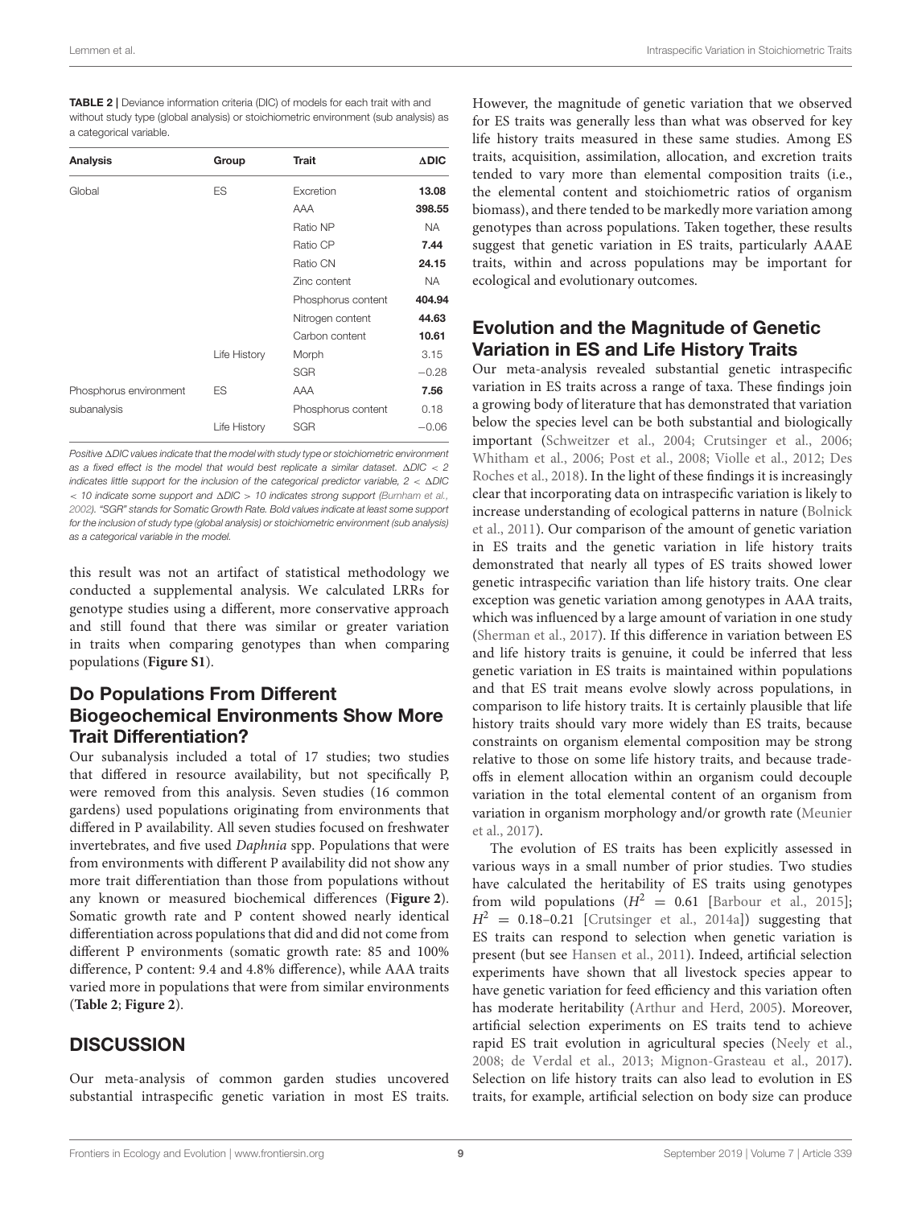**TABLE 2 |** Deviance information criteria (DIC) of models for each trait with and without study type (global analysis) or stoichiometric environment (sub analysis) as a categorical variable.

| Analysis | Group | Trait | ΔDIC |
|---|---|---|---|
| Global | ES | Excretion | **13.08** |
| | | AAA | **398.55** |
| | | Ratio NP | NA |
| | | Ratio CP | **7.44** |
| | | Ratio CN | **24.15** |
| | | Zinc content | NA |
| | | Phosphorus content | **404.94** |
| | | Nitrogen content | **44.63** |
| | | Carbon content | **10.61** |
| | Life History | Morph | 3.15 |
| | | SGR | −0.28 |
| Phosphorus environment subanalysis | ES | AAA | **7.56** |
| | | Phosphorus content | 0.18 |
| | Life History | SGR | −0.06 |

*Positive ΔDIC values indicate that the model with study type or stoichiometric environment as a fixed effect is the model that would best replicate a similar dataset. ΔDIC < 2 indicates little support for the inclusion of the categorical predictor variable, 2 < ΔDIC < 10 indicate some support and ΔDIC > 10 indicates strong support (Burnham et al., 2002). "SGR" stands for Somatic Growth Rate. Bold values indicate at least some support for the inclusion of study type (global analysis) or stoichiometric environment (sub analysis) as a categorical variable in the model.*

this result was not an artifact of statistical methodology we conducted a supplemental analysis. We calculated LRRs for genotype studies using a different, more conservative approach and still found that there was similar or greater variation in traits when comparing genotypes than when comparing populations (**Figure S1**).

## Do Populations From Different Biogeochemical Environments Show More Trait Differentiation?

Our subanalysis included a total of 17 studies; two studies that differed in resource availability, but not specifically P, were removed from this analysis. Seven studies (16 common gardens) used populations originating from environments that differed in P availability. All seven studies focused on freshwater invertebrates, and five used *Daphnia* spp. Populations that were from environments with different P availability did not show any more trait differentiation than those from populations without any known or measured biochemical differences (**Figure 2**). Somatic growth rate and P content showed nearly identical differentiation across populations that did and did not come from different P environments (somatic growth rate: 85 and 100% difference, P content: 9.4 and 4.8% difference), while AAA traits varied more in populations that were from similar environments (**Table 2**; **Figure 2**).

# DISCUSSION

Our meta-analysis of common garden studies uncovered substantial intraspecific genetic variation in most ES traits. However, the magnitude of genetic variation that we observed for ES traits was generally less than what was observed for key life history traits measured in these same studies. Among ES traits, acquisition, assimilation, allocation, and excretion traits tended to vary more than elemental composition traits (i.e., the elemental content and stoichiometric ratios of organism biomass), and there tended to be markedly more variation among genotypes than across populations. Taken together, these results suggest that genetic variation in ES traits, particularly AAAE traits, within and across populations may be important for ecological and evolutionary outcomes.

## Evolution and the Magnitude of Genetic Variation in ES and Life History Traits

Our meta-analysis revealed substantial genetic intraspecific variation in ES traits across a range of taxa. These findings join a growing body of literature that has demonstrated that variation below the species level can be both substantial and biologically important (Schweitzer et al., 2004; Crutsinger et al., 2006; Whitham et al., 2006; Post et al., 2008; Violle et al., 2012; Des Roches et al., 2018). In the light of these findings it is increasingly clear that incorporating data on intraspecific variation is likely to increase understanding of ecological patterns in nature (Bolnick et al., 2011). Our comparison of the amount of genetic variation in ES traits and the genetic variation in life history traits demonstrated that nearly all types of ES traits showed lower genetic intraspecific variation than life history traits. One clear exception was genetic variation among genotypes in AAA traits, which was influenced by a large amount of variation in one study (Sherman et al., 2017). If this difference in variation between ES and life history traits is genuine, it could be inferred that less genetic variation in ES traits is maintained within populations and that ES trait means evolve slowly across populations, in comparison to life history traits. It is certainly plausible that life history traits should vary more widely than ES traits, because constraints on organism elemental composition may be strong relative to those on some life history traits, and because trade-offs in element allocation within an organism could decouple variation in the total elemental content of an organism from variation in organism morphology and/or growth rate (Meunier et al., 2017).

The evolution of ES traits has been explicitly assessed in various ways in a small number of prior studies. Two studies have calculated the heritability of ES traits using genotypes from wild populations ($H^2 = 0.61$ [Barbour et al., 2015]; $H^2 = 0.18$–$0.21$ [Crutsinger et al., 2014a]) suggesting that ES traits can respond to selection when genetic variation is present (but see Hansen et al., 2011). Indeed, artificial selection experiments have shown that all livestock species appear to have genetic variation for feed efficiency and this variation often has moderate heritability (Arthur and Herd, 2005). Moreover, artificial selection experiments on ES traits tend to achieve rapid ES trait evolution in agricultural species (Neely et al., 2008; de Verdal et al., 2013; Mignon-Grasteau et al., 2017). Selection on life history traits can also lead to evolution in ES traits, for example, artificial selection on body size can produce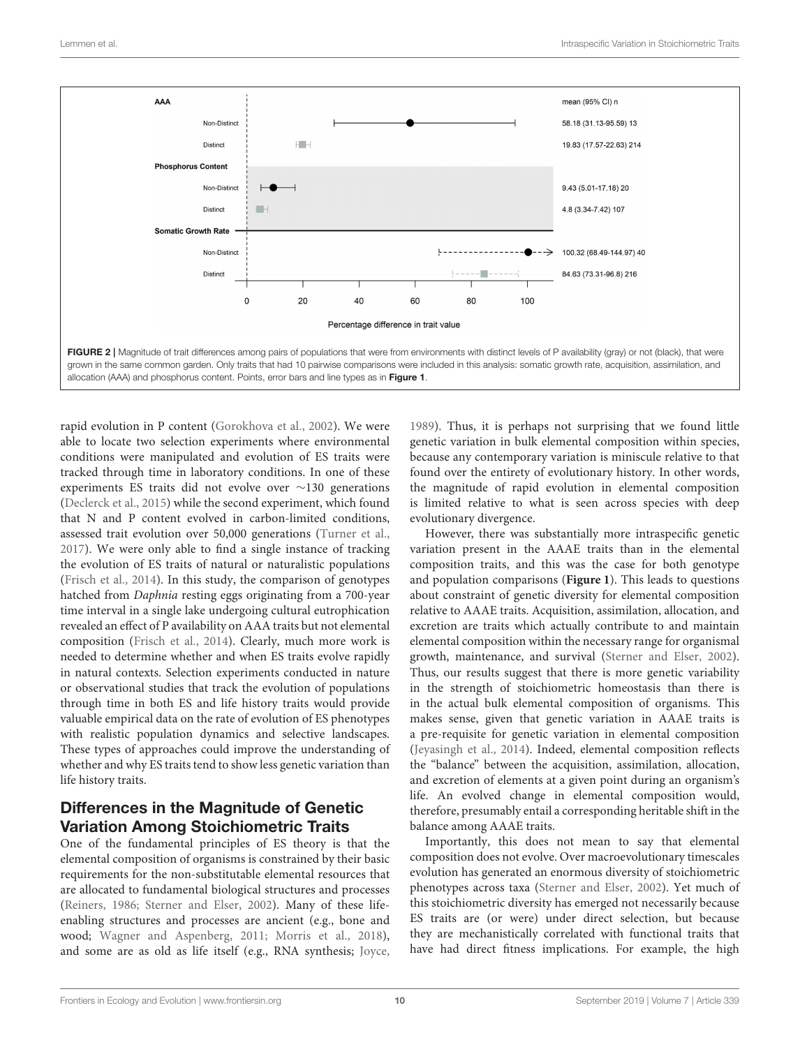FIGURE 2 | Magnitude of trait differences among pairs of populations that were from environments with distinct levels of P availability (gray) or not (black), that were grown in the same common garden. Only traits that had 10 pairwise comparisons were included in this analysis: somatic growth rate, acquisition, assimilation, and allocation (AAA) and phosphorus content. Points, error bars and line types as in **Figure 1**.

rapid evolution in P content (Gorokhova et al., 2002). We were able to locate two selection experiments where environmental conditions were manipulated and evolution of ES traits were tracked through time in laboratory conditions. In one of these experiments ES traits did not evolve over ∼130 generations (Declerck et al., 2015) while the second experiment, which found that N and P content evolved in carbon-limited conditions, assessed trait evolution over 50,000 generations (Turner et al., 2017). We were only able to find a single instance of tracking the evolution of ES traits of natural or naturalistic populations (Frisch et al., 2014). In this study, the comparison of genotypes hatched from *Daphnia* resting eggs originating from a 700-year time interval in a single lake undergoing cultural eutrophication revealed an effect of P availability on AAA traits but not elemental composition (Frisch et al., 2014). Clearly, much more work is needed to determine whether and when ES traits evolve rapidly in natural contexts. Selection experiments conducted in nature or observational studies that track the evolution of populations through time in both ES and life history traits would provide valuable empirical data on the rate of evolution of ES phenotypes with realistic population dynamics and selective landscapes. These types of approaches could improve the understanding of whether and why ES traits tend to show less genetic variation than life history traits.

## Differences in the Magnitude of Genetic Variation Among Stoichiometric Traits

One of the fundamental principles of ES theory is that the elemental composition of organisms is constrained by their basic requirements for the non-substitutable elemental resources that are allocated to fundamental biological structures and processes (Reiners, 1986; Sterner and Elser, 2002). Many of these life-enabling structures and processes are ancient (e.g., bone and wood; Wagner and Aspenberg, 2011; Morris et al., 2018), and some are as old as life itself (e.g., RNA synthesis; Joyce, 1989). Thus, it is perhaps not surprising that we found little genetic variation in bulk elemental composition within species, because any contemporary variation is miniscule relative to that found over the entirety of evolutionary history. In other words, the magnitude of rapid evolution in elemental composition is limited relative to what is seen across species with deep evolutionary divergence.

However, there was substantially more intraspecific genetic variation present in the AAAE traits than in the elemental composition traits, and this was the case for both genotype and population comparisons (**Figure 1**). This leads to questions about constraint of genetic diversity for elemental composition relative to AAAE traits. Acquisition, assimilation, allocation, and excretion are traits which actually contribute to and maintain elemental composition within the necessary range for organismal growth, maintenance, and survival (Sterner and Elser, 2002). Thus, our results suggest that there is more genetic variability in the strength of stoichiometric homeostasis than there is in the actual bulk elemental composition of organisms. This makes sense, given that genetic variation in AAAE traits is a pre-requisite for genetic variation in elemental composition (Jeyasingh et al., 2014). Indeed, elemental composition reflects the "balance" between the acquisition, assimilation, allocation, and excretion of elements at a given point during an organism's life. An evolved change in elemental composition would, therefore, presumably entail a corresponding heritable shift in the balance among AAAE traits.

Importantly, this does not mean to say that elemental composition does not evolve. Over macroevolutionary timescales evolution has generated an enormous diversity of stoichiometric phenotypes across taxa (Sterner and Elser, 2002). Yet much of this stoichiometric diversity has emerged not necessarily because ES traits are (or were) under direct selection, but because they are mechanistically correlated with functional traits that have had direct fitness implications. For example, the high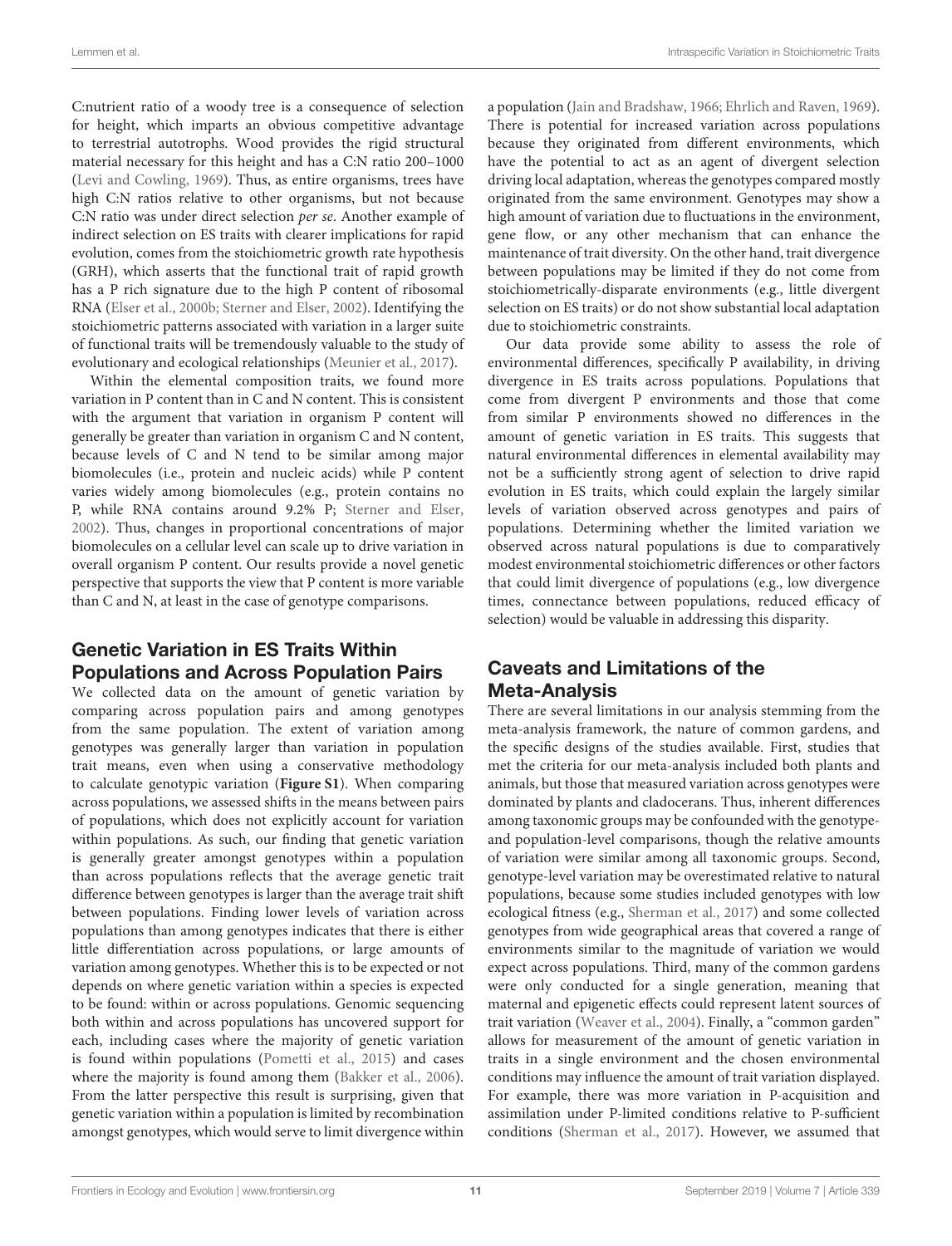C:nutrient ratio of a woody tree is a consequence of selection for height, which imparts an obvious competitive advantage to terrestrial autotrophs. Wood provides the rigid structural material necessary for this height and has a C:N ratio 200–1000 (Levi and Cowling, 1969). Thus, as entire organisms, trees have high C:N ratios relative to other organisms, but not because C:N ratio was under direct selection *per se*. Another example of indirect selection on ES traits with clearer implications for rapid evolution, comes from the stoichiometric growth rate hypothesis (GRH), which asserts that the functional trait of rapid growth has a P rich signature due to the high P content of ribosomal RNA (Elser et al., 2000b; Sterner and Elser, 2002). Identifying the stoichiometric patterns associated with variation in a larger suite of functional traits will be tremendously valuable to the study of evolutionary and ecological relationships (Meunier et al., 2017).

Within the elemental composition traits, we found more variation in P content than in C and N content. This is consistent with the argument that variation in organism P content will generally be greater than variation in organism C and N content, because levels of C and N tend to be similar among major biomolecules (i.e., protein and nucleic acids) while P content varies widely among biomolecules (e.g., protein contains no P, while RNA contains around 9.2% P; Sterner and Elser, 2002). Thus, changes in proportional concentrations of major biomolecules on a cellular level can scale up to drive variation in overall organism P content. Our results provide a novel genetic perspective that supports the view that P content is more variable than C and N, at least in the case of genotype comparisons.

## Genetic Variation in ES Traits Within Populations and Across Population Pairs

We collected data on the amount of genetic variation by comparing across population pairs and among genotypes from the same population. The extent of variation among genotypes was generally larger than variation in population trait means, even when using a conservative methodology to calculate genotypic variation (**Figure S1**). When comparing across populations, we assessed shifts in the means between pairs of populations, which does not explicitly account for variation within populations. As such, our finding that genetic variation is generally greater amongst genotypes within a population than across populations reflects that the average genetic trait difference between genotypes is larger than the average trait shift between populations. Finding lower levels of variation across populations than among genotypes indicates that there is either little differentiation across populations, or large amounts of variation among genotypes. Whether this is to be expected or not depends on where genetic variation within a species is expected to be found: within or across populations. Genomic sequencing both within and across populations has uncovered support for each, including cases where the majority of genetic variation is found within populations (Pometti et al., 2015) and cases where the majority is found among them (Bakker et al., 2006). From the latter perspective this result is surprising, given that genetic variation within a population is limited by recombination amongst genotypes, which would serve to limit divergence within a population (Jain and Bradshaw, 1966; Ehrlich and Raven, 1969). There is potential for increased variation across populations because they originated from different environments, which have the potential to act as an agent of divergent selection driving local adaptation, whereas the genotypes compared mostly originated from the same environment. Genotypes may show a high amount of variation due to fluctuations in the environment, gene flow, or any other mechanism that can enhance the maintenance of trait diversity. On the other hand, trait divergence between populations may be limited if they do not come from stoichiometrically-disparate environments (e.g., little divergent selection on ES traits) or do not show substantial local adaptation due to stoichiometric constraints.

Our data provide some ability to assess the role of environmental differences, specifically P availability, in driving divergence in ES traits across populations. Populations that come from divergent P environments and those that come from similar P environments showed no differences in the amount of genetic variation in ES traits. This suggests that natural environmental differences in elemental availability may not be a sufficiently strong agent of selection to drive rapid evolution in ES traits, which could explain the largely similar levels of variation observed across genotypes and pairs of populations. Determining whether the limited variation we observed across natural populations is due to comparatively modest environmental stoichiometric differences or other factors that could limit divergence of populations (e.g., low divergence times, connectance between populations, reduced efficacy of selection) would be valuable in addressing this disparity.

## Caveats and Limitations of the Meta-Analysis

There are several limitations in our analysis stemming from the meta-analysis framework, the nature of common gardens, and the specific designs of the studies available. First, studies that met the criteria for our meta-analysis included both plants and animals, but those that measured variation across genotypes were dominated by plants and cladocerans. Thus, inherent differences among taxonomic groups may be confounded with the genotype- and population-level comparisons, though the relative amounts of variation were similar among all taxonomic groups. Second, genotype-level variation may be overestimated relative to natural populations, because some studies included genotypes with low ecological fitness (e.g., Sherman et al., 2017) and some collected genotypes from wide geographical areas that covered a range of environments similar to the magnitude of variation we would expect across populations. Third, many of the common gardens were only conducted for a single generation, meaning that maternal and epigenetic effects could represent latent sources of trait variation (Weaver et al., 2004). Finally, a "common garden" allows for measurement of the amount of genetic variation in traits in a single environment and the chosen environmental conditions may influence the amount of trait variation displayed. For example, there was more variation in P-acquisition and assimilation under P-limited conditions relative to P-sufficient conditions (Sherman et al., 2017). However, we assumed that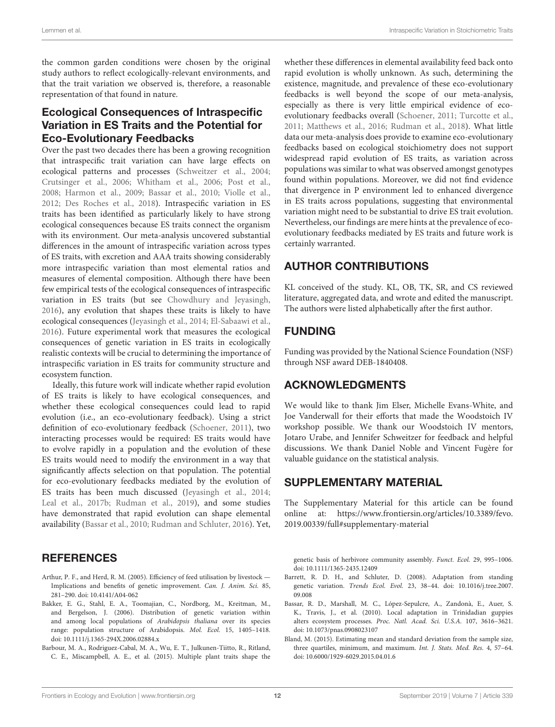the common garden conditions were chosen by the original study authors to reflect ecologically-relevant environments, and that the trait variation we observed is, therefore, a reasonable representation of that found in nature.

## Ecological Consequences of Intraspecific Variation in ES Traits and the Potential for Eco-Evolutionary Feedbacks

Over the past two decades there has been a growing recognition that intraspecific trait variation can have large effects on ecological patterns and processes (Schweitzer et al., 2004; Crutsinger et al., 2006; Whitham et al., 2006; Post et al., 2008; Harmon et al., 2009; Bassar et al., 2010; Violle et al., 2012; Des Roches et al., 2018). Intraspecific variation in ES traits has been identified as particularly likely to have strong ecological consequences because ES traits connect the organism with its environment. Our meta-analysis uncovered substantial differences in the amount of intraspecific variation across types of ES traits, with excretion and AAA traits showing considerably more intraspecific variation than most elemental ratios and measures of elemental composition. Although there have been few empirical tests of the ecological consequences of intraspecific variation in ES traits (but see Chowdhury and Jeyasingh, 2016), any evolution that shapes these traits is likely to have ecological consequences (Jeyasingh et al., 2014; El-Sabaawi et al., 2016). Future experimental work that measures the ecological consequences of genetic variation in ES traits in ecologically realistic contexts will be crucial to determining the importance of intraspecific variation in ES traits for community structure and ecosystem function.

Ideally, this future work will indicate whether rapid evolution of ES traits is likely to have ecological consequences, and whether these ecological consequences could lead to rapid evolution (i.e., an eco-evolutionary feedback). Using a strict definition of eco-evolutionary feedback (Schoener, 2011), two interacting processes would be required: ES traits would have to evolve rapidly in a population and the evolution of these ES traits would need to modify the environment in a way that significantly affects selection on that population. The potential for eco-evolutionary feedbacks mediated by the evolution of ES traits has been much discussed (Jeyasingh et al., 2014; Leal et al., 2017b; Rudman et al., 2019), and some studies have demonstrated that rapid evolution can shape elemental availability (Bassar et al., 2010; Rudman and Schluter, 2016). Yet, whether these differences in elemental availability feed back onto rapid evolution is wholly unknown. As such, determining the existence, magnitude, and prevalence of these eco-evolutionary feedbacks is well beyond the scope of our meta-analysis, especially as there is very little empirical evidence of eco-evolutionary feedbacks overall (Schoener, 2011; Turcotte et al., 2011; Matthews et al., 2016; Rudman et al., 2018). What little data our meta-analysis does provide to examine eco-evolutionary feedbacks based on ecological stoichiometry does not support widespread rapid evolution of ES traits, as variation across populations was similar to what was observed amongst genotypes found within populations. Moreover, we did not find evidence that divergence in P environment led to enhanced divergence in ES traits across populations, suggesting that environmental variation might need to be substantial to drive ES trait evolution. Nevertheless, our findings are mere hints at the prevalence of eco-evolutionary feedbacks mediated by ES traits and future work is certainly warranted.

## AUTHOR CONTRIBUTIONS

KL conceived of the study. KL, OB, TK, SR, and CS reviewed literature, aggregated data, and wrote and edited the manuscript. The authors were listed alphabetically after the first author.

## FUNDING

Funding was provided by the National Science Foundation (NSF) through NSF award DEB-1840408.

## ACKNOWLEDGMENTS

We would like to thank Jim Elser, Michelle Evans-White, and Joe Vanderwall for their efforts that made the Woodstoich IV workshop possible. We thank our Woodstoich IV mentors, Jotaro Urabe, and Jennifer Schweitzer for feedback and helpful discussions. We thank Daniel Noble and Vincent Fugère for valuable guidance on the statistical analysis.

## SUPPLEMENTARY MATERIAL

The Supplementary Material for this article can be found online at: https://www.frontiersin.org/articles/10.3389/fevo.2019.00339/full#supplementary-material

## REFERENCES

Arthur, P. F., and Herd, R. M. (2005). Efficiency of feed utilisation by livestock — Implications and benefits of genetic improvement. *Can. J. Anim. Sci.* 85, 281–290. doi: 10.4141/A04-062

Bakker, E. G., Stahl, E. A., Toomajian, C., Nordborg, M., Kreitman, M., and Bergelson, J. (2006). Distribution of genetic variation within and among local populations of *Arabidopsis thaliana* over its species range: population structure of Arabidopsis. *Mol. Ecol.* 15, 1405–1418. doi: 10.1111/j.1365-294X.2006.02884.x

Barbour, M. A., Rodriguez-Cabal, M. A., Wu, E. T., Julkunen-Tiitto, R., Ritland, C. E., Miscampbell, A. E., et al. (2015). Multiple plant traits shape the genetic basis of herbivore community assembly. *Funct. Ecol.* 29, 995–1006. doi: 10.1111/1365-2435.12409

Barrett, R. D. H., and Schluter, D. (2008). Adaptation from standing genetic variation. *Trends Ecol. Evol.* 23, 38–44. doi: 10.1016/j.tree.2007.09.008

Bassar, R. D., Marshall, M. C., López-Sepulcre, A., Zandonà, E., Auer, S. K., Travis, J., et al. (2010). Local adaptation in Trinidadian guppies alters ecosystem processes. *Proc. Natl. Acad. Sci. U.S.A.* 107, 3616–3621. doi: 10.1073/pnas.0908023107

Bland, M. (2015). Estimating mean and standard deviation from the sample size, three quartiles, minimum, and maximum. *Int. J. Stats. Med. Res.* 4, 57–64. doi: 10.6000/1929-6029.2015.04.01.6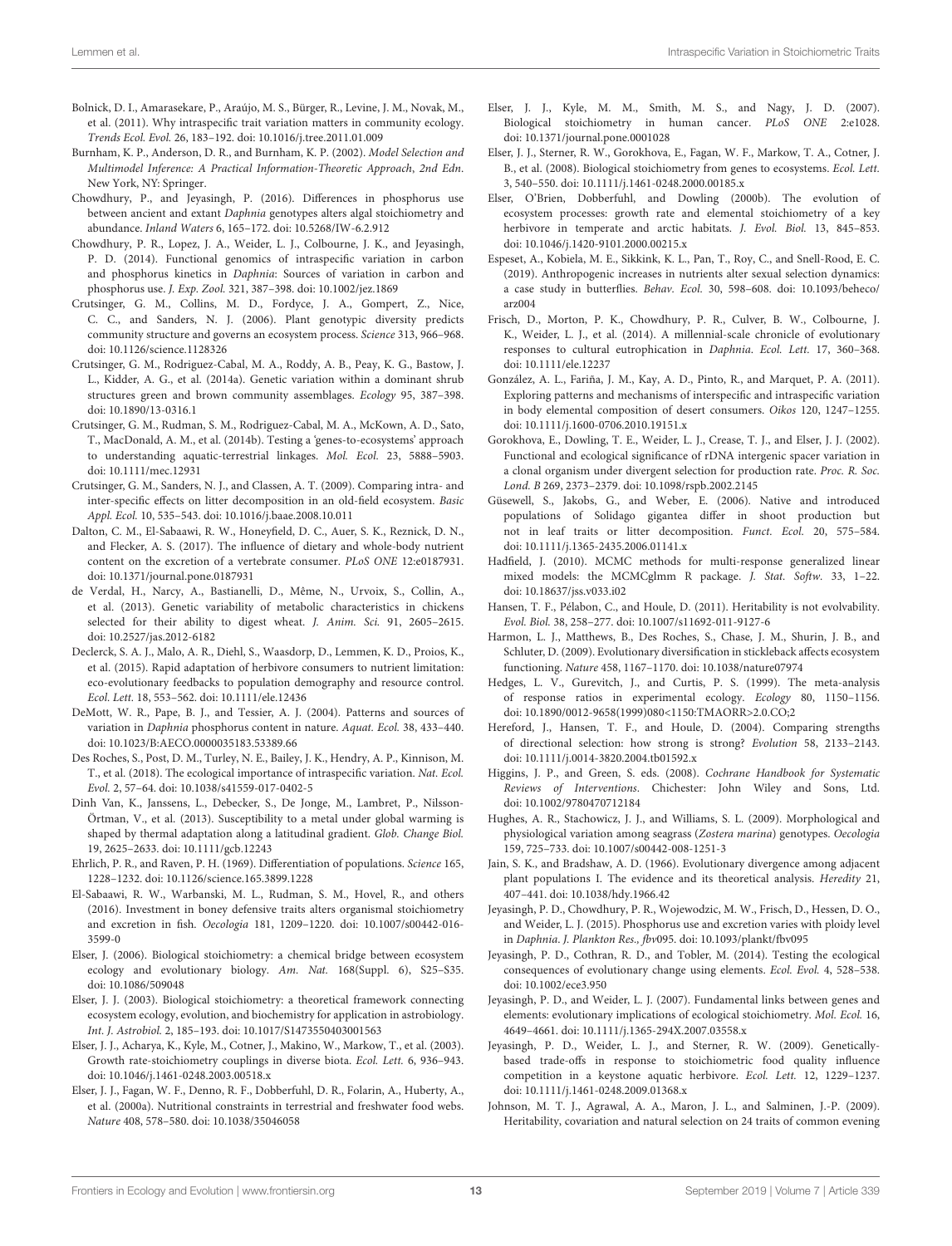Bolnick, D. I., Amarasekare, P., Araújo, M. S., Bürger, R., Levine, J. M., Novak, M., et al. (2011). Why intraspecific trait variation matters in community ecology. *Trends Ecol. Evol.* 26, 183–192. doi: 10.1016/j.tree.2011.01.009

Burnham, K. P., Anderson, D. R., and Burnham, K. P. (2002). *Model Selection and Multimodel Inference: A Practical Information-Theoretic Approach*, 2nd Edn. New York, NY: Springer.

Chowdhury, P., and Jeyasingh, P. (2016). Differences in phosphorus use between ancient and extant *Daphnia* genotypes alters algal stoichiometry and abundance. *Inland Waters* 6, 165–172. doi: 10.5268/IW-6.2.912

Chowdhury, P. R., Lopez, J. A., Weider, L. J., Colbourne, J. K., and Jeyasingh, P. D. (2014). Functional genomics of intraspecific variation in carbon and phosphorus kinetics in *Daphnia*: Sources of variation in carbon and phosphorus use. *J. Exp. Zool.* 321, 387–398. doi: 10.1002/jez.1869

Crutsinger, G. M., Collins, M. D., Fordyce, J. A., Gompert, Z., Nice, C. C., and Sanders, N. J. (2006). Plant genotypic diversity predicts community structure and governs an ecosystem process. *Science* 313, 966–968. doi: 10.1126/science.1128326

Crutsinger, G. M., Rodriguez-Cabal, M. A., Roddy, A. B., Peay, K. G., Bastow, J. L., Kidder, A. G., et al. (2014a). Genetic variation within a dominant shrub structures green and brown community assemblages. *Ecology* 95, 387–398. doi: 10.1890/13-0316.1

Crutsinger, G. M., Rudman, S. M., Rodriguez-Cabal, M. A., McKown, A. D., Sato, T., MacDonald, A. M., et al. (2014b). Testing a 'genes-to-ecosystems' approach to understanding aquatic-terrestrial linkages. *Mol. Ecol.* 23, 5888–5903. doi: 10.1111/mec.12931

Crutsinger, G. M., Sanders, N. J., and Classen, A. T. (2009). Comparing intra- and inter-specific effects on litter decomposition in an old-field ecosystem. *Basic Appl. Ecol.* 10, 535–543. doi: 10.1016/j.baae.2008.10.011

Dalton, C. M., El-Sabaawi, R. W., Honeyfield, D. C., Auer, S. K., Reznick, D. N., and Flecker, A. S. (2017). The influence of dietary and whole-body nutrient content on the excretion of a vertebrate consumer. *PLoS ONE* 12:e0187931. doi: 10.1371/journal.pone.0187931

de Verdal, H., Narcy, A., Bastianelli, D., Même, N., Urvoix, S., Collin, A., et al. (2013). Genetic variability of metabolic characteristics in chickens selected for their ability to digest wheat. *J. Anim. Sci.* 91, 2605–2615. doi: 10.2527/jas.2012-6182

Declerck, S. A. J., Malo, A. R., Diehl, S., Waasdorp, D., Lemmen, K. D., Proios, K., et al. (2015). Rapid adaptation of herbivore consumers to nutrient limitation: eco-evolutionary feedbacks to population demography and resource control. *Ecol. Lett.* 18, 553–562. doi: 10.1111/ele.12436

DeMott, W. R., Pape, B. J., and Tessier, A. J. (2004). Patterns and sources of variation in *Daphnia* phosphorus content in nature. *Aquat. Ecol.* 38, 433–440. doi: 10.1023/B:AECO.0000035183.53389.66

Des Roches, S., Post, D. M., Turley, N. E., Bailey, J. K., Hendry, A. P., Kinnison, M. T., et al. (2018). The ecological importance of intraspecific variation. *Nat. Ecol. Evol.* 2, 57–64. doi: 10.1038/s41559-017-0402-5

Dinh Van, K., Janssens, L., Debecker, S., De Jonge, M., Lambret, P., Nilsson-Örtman, V., et al. (2013). Susceptibility to a metal under global warming is shaped by thermal adaptation along a latitudinal gradient. *Glob. Change Biol.* 19, 2625–2633. doi: 10.1111/gcb.12243

Ehrlich, P. R., and Raven, P. H. (1969). Differentiation of populations. *Science* 165, 1228–1232. doi: 10.1126/science.165.3899.1228

El-Sabaawi, R. W., Warbanski, M. L., Rudman, S. M., Hovel, R., and others (2016). Investment in boney defensive traits alters organismal stoichiometry and excretion in fish. *Oecologia* 181, 1209–1220. doi: 10.1007/s00442-016-3599-0

Elser, J. (2006). Biological stoichiometry: a chemical bridge between ecosystem ecology and evolutionary biology. *Am. Nat.* 168(Suppl. 6), S25–S35. doi: 10.1086/509048

Elser, J. J. (2003). Biological stoichiometry: a theoretical framework connecting ecosystem ecology, evolution, and biochemistry for application in astrobiology. *Int. J. Astrobiol.* 2, 185–193. doi: 10.1017/S1473550403001563

Elser, J. J., Acharya, K., Kyle, M., Cotner, J., Makino, W., Markow, T., et al. (2003). Growth rate-stoichiometry couplings in diverse biota. *Ecol. Lett.* 6, 936–943. doi: 10.1046/j.1461-0248.2003.00518.x

Elser, J. J., Fagan, W. F., Denno, R. F., Dobberfuhl, D. R., Folarin, A., Huberty, A., et al. (2000a). Nutritional constraints in terrestrial and freshwater food webs. *Nature* 408, 578–580. doi: 10.1038/35046058

Elser, J. J., Kyle, M. M., Smith, M. S., and Nagy, J. D. (2007). Biological stoichiometry in human cancer. *PLoS ONE* 2:e1028. doi: 10.1371/journal.pone.0001028

Elser, J. J., Sterner, R. W., Gorokhova, E., Fagan, W. F., Markow, T. A., Cotner, J. B., et al. (2008). Biological stoichiometry from genes to ecosystems. *Ecol. Lett.* 3, 540–550. doi: 10.1111/j.1461-0248.2000.00185.x

Elser, O'Brien, Dobberfuhl, and Dowling (2000b). The evolution of ecosystem processes: growth rate and elemental stoichiometry of a key herbivore in temperate and arctic habitats. *J. Evol. Biol.* 13, 845–853. doi: 10.1046/j.1420-9101.2000.00215.x

Espeset, A., Kobiela, M. E., Sikkink, K. L., Pan, T., Roy, C., and Snell-Rood, E. C. (2019). Anthropogenic increases in nutrients alter sexual selection dynamics: a case study in butterflies. *Behav. Ecol.* 30, 598–608. doi: 10.1093/beheco/arz004

Frisch, D., Morton, P. K., Chowdhury, P. R., Culver, B. W., Colbourne, J. K., Weider, L. J., et al. (2014). A millennial-scale chronicle of evolutionary responses to cultural eutrophication in *Daphnia*. *Ecol. Lett.* 17, 360–368. doi: 10.1111/ele.12237

González, A. L., Fariña, J. M., Kay, A. D., Pinto, R., and Marquet, P. A. (2011). Exploring patterns and mechanisms of interspecific and intraspecific variation in body elemental composition of desert consumers. *Oikos* 120, 1247–1255. doi: 10.1111/j.1600-0706.2010.19151.x

Gorokhova, E., Dowling, T. E., Weider, L. J., Crease, T. J., and Elser, J. J. (2002). Functional and ecological significance of rDNA intergenic spacer variation in a clonal organism under divergent selection for production rate. *Proc. R. Soc. Lond. B* 269, 2373–2379. doi: 10.1098/rspb.2002.2145

Güsewell, S., Jakobs, G., and Weber, E. (2006). Native and introduced populations of Solidago gigantea differ in shoot production but not in leaf traits or litter decomposition. *Funct. Ecol.* 20, 575–584. doi: 10.1111/j.1365-2435.2006.01141.x

Hadfield, J. (2010). MCMC methods for multi-response generalized linear mixed models: the MCMCglmm R package. *J. Stat. Softw.* 33, 1–22. doi: 10.18637/jss.v033.i02

Hansen, T. F., Pélabon, C., and Houle, D. (2011). Heritability is not evolvability. *Evol. Biol.* 38, 258–277. doi: 10.1007/s11692-011-9127-6

Harmon, L. J., Matthews, B., Des Roches, S., Chase, J. M., Shurin, J. B., and Schluter, D. (2009). Evolutionary diversification in stickleback affects ecosystem functioning. *Nature* 458, 1167–1170. doi: 10.1038/nature07974

Hedges, L. V., Gurevitch, J., and Curtis, P. S. (1999). The meta-analysis of response ratios in experimental ecology. *Ecology* 80, 1150–1156. doi: 10.1890/0012-9658(1999)080<1150:TMAORR>2.0.CO;2

Hereford, J., Hansen, T. F., and Houle, D. (2004). Comparing strengths of directional selection: how strong is strong? *Evolution* 58, 2133–2143. doi: 10.1111/j.0014-3820.2004.tb01592.x

Higgins, J. P., and Green, S. eds. (2008). *Cochrane Handbook for Systematic Reviews of Interventions*. Chichester: John Wiley and Sons, Ltd. doi: 10.1002/9780470712184

Hughes, A. R., Stachowicz, J. J., and Williams, S. L. (2009). Morphological and physiological variation among seagrass (*Zostera marina*) genotypes. *Oecologia* 159, 725–733. doi: 10.1007/s00442-008-1251-3

Jain, S. K., and Bradshaw, A. D. (1966). Evolutionary divergence among adjacent plant populations I. The evidence and its theoretical analysis. *Heredity* 21, 407–441. doi: 10.1038/hdy.1966.42

Jeyasingh, P. D., Chowdhury, P. R., Wojewodzic, M. W., Frisch, D., Hessen, D. O., and Weider, L. J. (2015). Phosphorus use and excretion varies with ploidy level in *Daphnia*. *J. Plankton Res., fbv*095. doi: 10.1093/plankt/fbv095

Jeyasingh, P. D., Cothran, R. D., and Tobler, M. (2014). Testing the ecological consequences of evolutionary change using elements. *Ecol. Evol.* 4, 528–538. doi: 10.1002/ece3.950

Jeyasingh, P. D., and Weider, L. J. (2007). Fundamental links between genes and elements: evolutionary implications of ecological stoichiometry. *Mol. Ecol.* 16, 4649–4661. doi: 10.1111/j.1365-294X.2007.03558.x

Jeyasingh, P. D., Weider, L. J., and Sterner, R. W. (2009). Genetically-based trade-offs in response to stoichiometric food quality influence competition in a keystone aquatic herbivore. *Ecol. Lett.* 12, 1229–1237. doi: 10.1111/j.1461-0248.2009.01368.x

Johnson, M. T. J., Agrawal, A. A., Maron, J. L., and Salminen, J.-P. (2009). Heritability, covariation and natural selection on 24 traits of common evening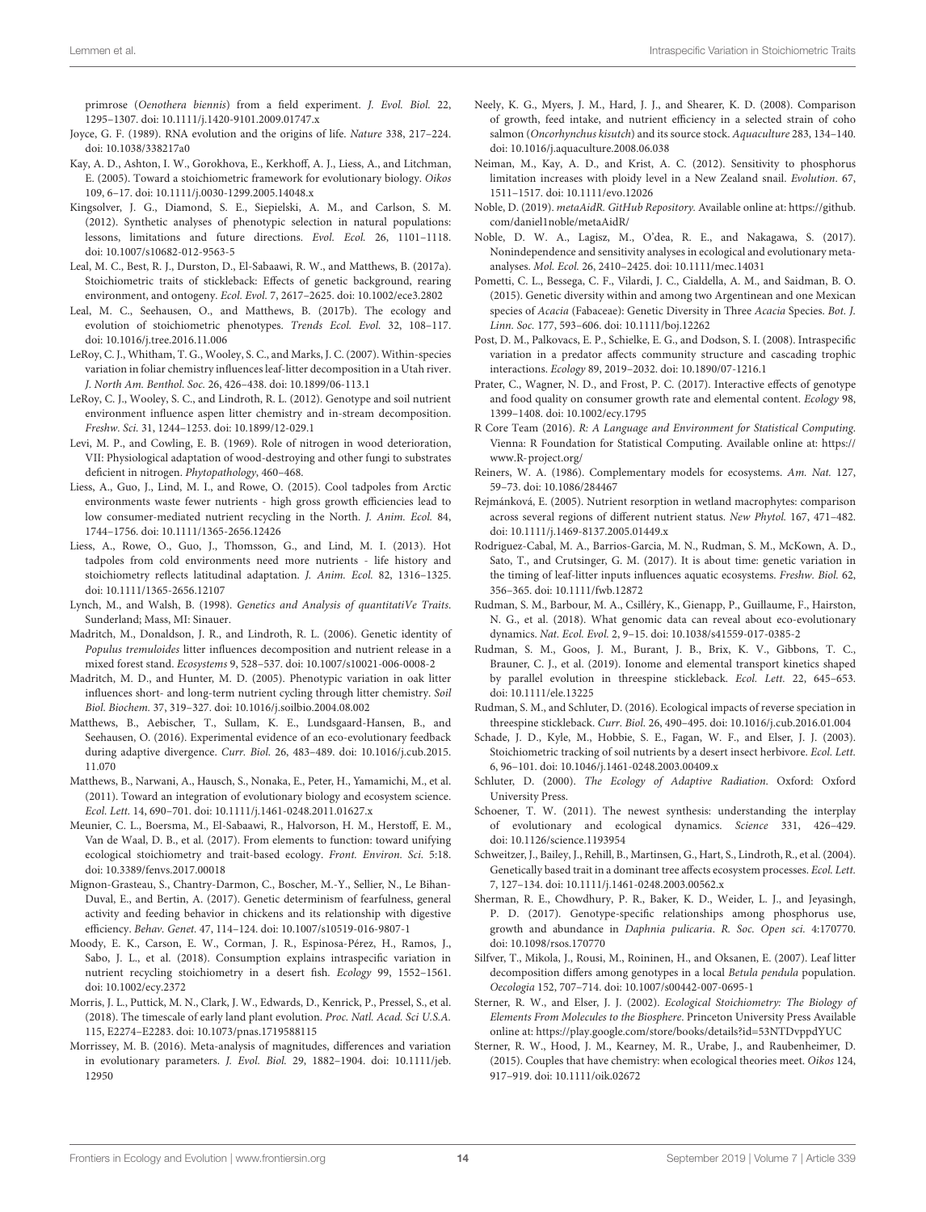primrose (*Oenothera biennis*) from a field experiment. *J. Evol. Biol.* 22, 1295–1307. doi: 10.1111/j.1420-9101.2009.01747.x

Joyce, G. F. (1989). RNA evolution and the origins of life. *Nature* 338, 217–224. doi: 10.1038/338217a0

Kay, A. D., Ashton, I. W., Gorokhova, E., Kerkhoff, A. J., Liess, A., and Litchman, E. (2005). Toward a stoichiometric framework for evolutionary biology. *Oikos* 109, 6–17. doi: 10.1111/j.0030-1299.2005.14048.x

Kingsolver, J. G., Diamond, S. E., Siepielski, A. M., and Carlson, S. M. (2012). Synthetic analyses of phenotypic selection in natural populations: lessons, limitations and future directions. *Evol. Ecol.* 26, 1101–1118. doi: 10.1007/s10682-012-9563-5

Leal, M. C., Best, R. J., Durston, D., El-Sabaawi, R. W., and Matthews, B. (2017a). Stoichiometric traits of stickleback: Effects of genetic background, rearing environment, and ontogeny. *Ecol. Evol.* 7, 2617–2625. doi: 10.1002/ece3.2802

Leal, M. C., Seehausen, O., and Matthews, B. (2017b). The ecology and evolution of stoichiometric phenotypes. *Trends Ecol. Evol.* 32, 108–117. doi: 10.1016/j.tree.2016.11.006

LeRoy, C. J., Whitham, T. G., Wooley, S. C., and Marks, J. C. (2007). Within-species variation in foliar chemistry influences leaf-litter decomposition in a Utah river. *J. North Am. Benthol. Soc.* 26, 426–438. doi: 10.1899/06-113.1

LeRoy, C. J., Wooley, S. C., and Lindroth, R. L. (2012). Genotype and soil nutrient environment influence aspen litter chemistry and in-stream decomposition. *Freshw. Sci.* 31, 1244–1253. doi: 10.1899/12-029.1

Levi, M. P., and Cowling, E. B. (1969). Role of nitrogen in wood deterioration, VII: Physiological adaptation of wood-destroying and other fungi to substrates deficient in nitrogen. *Phytopathology*, 460–468.

Liess, A., Guo, J., Lind, M. I., and Rowe, O. (2015). Cool tadpoles from Arctic environments waste fewer nutrients - high gross growth efficiencies lead to low consumer-mediated nutrient recycling in the North. *J. Anim. Ecol.* 84, 1744–1756. doi: 10.1111/1365-2656.12426

Liess, A., Rowe, O., Guo, J., Thomsson, G., and Lind, M. I. (2013). Hot tadpoles from cold environments need more nutrients - life history and stoichiometry reflects latitudinal adaptation. *J. Anim. Ecol.* 82, 1316–1325. doi: 10.1111/1365-2656.12107

Lynch, M., and Walsh, B. (1998). *Genetics and Analysis of quantitatiVe Traits*. Sunderland; Mass, MI: Sinauer.

Madritch, M., Donaldson, J. R., and Lindroth, R. L. (2006). Genetic identity of *Populus tremuloides* litter influences decomposition and nutrient release in a mixed forest stand. *Ecosystems* 9, 528–537. doi: 10.1007/s10021-006-0008-2

Madritch, M. D., and Hunter, M. D. (2005). Phenotypic variation in oak litter influences short- and long-term nutrient cycling through litter chemistry. *Soil Biol. Biochem.* 37, 319–327. doi: 10.1016/j.soilbio.2004.08.002

Matthews, B., Aebischer, T., Sullam, K. E., Lundsgaard-Hansen, B., and Seehausen, O. (2016). Experimental evidence of an eco-evolutionary feedback during adaptive divergence. *Curr. Biol.* 26, 483–489. doi: 10.1016/j.cub.2015.11.070

Matthews, B., Narwani, A., Hausch, S., Nonaka, E., Peter, H., Yamamichi, M., et al. (2011). Toward an integration of evolutionary biology and ecosystem science. *Ecol. Lett.* 14, 690–701. doi: 10.1111/j.1461-0248.2011.01627.x

Meunier, C. L., Boersma, M., El-Sabaawi, R., Halvorson, H. M., Herstoff, E. M., Van de Waal, D. B., et al. (2017). From elements to function: toward unifying ecological stoichiometry and trait-based ecology. *Front. Environ. Sci.* 5:18. doi: 10.3389/fenvs.2017.00018

Mignon-Grasteau, S., Chantry-Darmon, C., Boscher, M.-Y., Sellier, N., Le Bihan-Duval, E., and Bertin, A. (2017). Genetic determinism of fearfulness, general activity and feeding behavior in chickens and its relationship with digestive efficiency. *Behav. Genet.* 47, 114–124. doi: 10.1007/s10519-016-9807-1

Moody, E. K., Carson, E. W., Corman, J. R., Espinosa-Pérez, H., Ramos, J., Sabo, J. L., et al. (2018). Consumption explains intraspecific variation in nutrient recycling stoichiometry in a desert fish. *Ecology* 99, 1552–1561. doi: 10.1002/ecy.2372

Morris, J. L., Puttick, M. N., Clark, J. W., Edwards, D., Kenrick, P., Pressel, S., et al. (2018). The timescale of early land plant evolution. *Proc. Natl. Acad. Sci U.S.A.* 115, E2274–E2283. doi: 10.1073/pnas.1719588115

Morrissey, M. B. (2016). Meta-analysis of magnitudes, differences and variation in evolutionary parameters. *J. Evol. Biol.* 29, 1882–1904. doi: 10.1111/jeb.12950

Neely, K. G., Myers, J. M., Hard, J. J., and Shearer, K. D. (2008). Comparison of growth, feed intake, and nutrient efficiency in a selected strain of coho salmon (*Oncorhynchus kisutch*) and its source stock. *Aquaculture* 283, 134–140. doi: 10.1016/j.aquaculture.2008.06.038

Neiman, M., Kay, A. D., and Krist, A. C. (2012). Sensitivity to phosphorus limitation increases with ploidy level in a New Zealand snail. *Evolution*. 67, 1511–1517. doi: 10.1111/evo.12026

Noble, D. (2019). *metaAidR. GitHub Repository*. Available online at: https://github.com/daniel1noble/metaAidR/

Noble, D. W. A., Lagisz, M., O'dea, R. E., and Nakagawa, S. (2017). Nonindependence and sensitivity analyses in ecological and evolutionary meta-analyses. *Mol. Ecol.* 26, 2410–2425. doi: 10.1111/mec.14031

Pometti, C. L., Bessega, C. F., Vilardi, J. C., Cialdella, A. M., and Saidman, B. O. (2015). Genetic diversity within and among two Argentinean and one Mexican species of *Acacia* (Fabaceae): Genetic Diversity in Three *Acacia* Species. *Bot. J. Linn. Soc.* 177, 593–606. doi: 10.1111/boj.12262

Post, D. M., Palkovacs, E. P., Schielke, E. G., and Dodson, S. I. (2008). Intraspecific variation in a predator affects community structure and cascading trophic interactions. *Ecology* 89, 2019–2032. doi: 10.1890/07-1216.1

Prater, C., Wagner, N. D., and Frost, P. C. (2017). Interactive effects of genotype and food quality on consumer growth rate and elemental content. *Ecology* 98, 1399–1408. doi: 10.1002/ecy.1795

R Core Team (2016). *R: A Language and Environment for Statistical Computing*. Vienna: R Foundation for Statistical Computing. Available online at: https://www.R-project.org/

Reiners, W. A. (1986). Complementary models for ecosystems. *Am. Nat.* 127, 59–73. doi: 10.1086/284467

Rejmánková, E. (2005). Nutrient resorption in wetland macrophytes: comparison across several regions of different nutrient status. *New Phytol.* 167, 471–482. doi: 10.1111/j.1469-8137.2005.01449.x

Rodriguez-Cabal, M. A., Barrios-Garcia, M. N., Rudman, S. M., McKown, A. D., Sato, T., and Crutsinger, G. M. (2017). It is about time: genetic variation in the timing of leaf-litter inputs influences aquatic ecosystems. *Freshw. Biol.* 62, 356–365. doi: 10.1111/fwb.12872

Rudman, S. M., Barbour, M. A., Csilléry, K., Gienapp, P., Guillaume, F., Hairston, N. G., et al. (2018). What genomic data can reveal about eco-evolutionary dynamics. *Nat. Ecol. Evol.* 2, 9–15. doi: 10.1038/s41559-017-0385-2

Rudman, S. M., Goos, J. M., Burant, J. B., Brix, K. V., Gibbons, T. C., Brauner, C. J., et al. (2019). Ionome and elemental transport kinetics shaped by parallel evolution in threespine stickleback. *Ecol. Lett.* 22, 645–653. doi: 10.1111/ele.13225

Rudman, S. M., and Schluter, D. (2016). Ecological impacts of reverse speciation in threespine stickleback. *Curr. Biol.* 26, 490–495. doi: 10.1016/j.cub.2016.01.004

Schade, J. D., Kyle, M., Hobbie, S. E., Fagan, W. F., and Elser, J. J. (2003). Stoichiometric tracking of soil nutrients by a desert insect herbivore. *Ecol. Lett.* 6, 96–101. doi: 10.1046/j.1461-0248.2003.00409.x

Schluter, D. (2000). *The Ecology of Adaptive Radiation*. Oxford: Oxford University Press.

Schoener, T. W. (2011). The newest synthesis: understanding the interplay of evolutionary and ecological dynamics. *Science* 331, 426–429. doi: 10.1126/science.1193954

Schweitzer, J., Bailey, J., Rehill, B., Martinsen, G., Hart, S., Lindroth, R., et al. (2004). Genetically based trait in a dominant tree affects ecosystem processes. *Ecol. Lett.* 7, 127–134. doi: 10.1111/j.1461-0248.2003.00562.x

Sherman, R. E., Chowdhury, P. R., Baker, K. D., Weider, L. J., and Jeyasingh, P. D. (2017). Genotype-specific relationships among phosphorus use, growth and abundance in *Daphnia pulicaria*. *R. Soc. Open sci.* 4:170770. doi: 10.1098/rsos.170770

Silfver, T., Mikola, J., Rousi, M., Roininen, H., and Oksanen, E. (2007). Leaf litter decomposition differs among genotypes in a local *Betula pendula* population. *Oecologia* 152, 707–714. doi: 10.1007/s00442-007-0695-1

Sterner, R. W., and Elser, J. J. (2002). *Ecological Stoichiometry: The Biology of Elements From Molecules to the Biosphere*. Princeton University Press Available online at: https://play.google.com/store/books/details?id=53NTDvppdYUC

Sterner, R. W., Hood, J. M., Kearney, M. R., Urabe, J., and Raubenheimer, D. (2015). Couples that have chemistry: when ecological theories meet. *Oikos* 124, 917–919. doi: 10.1111/oik.02672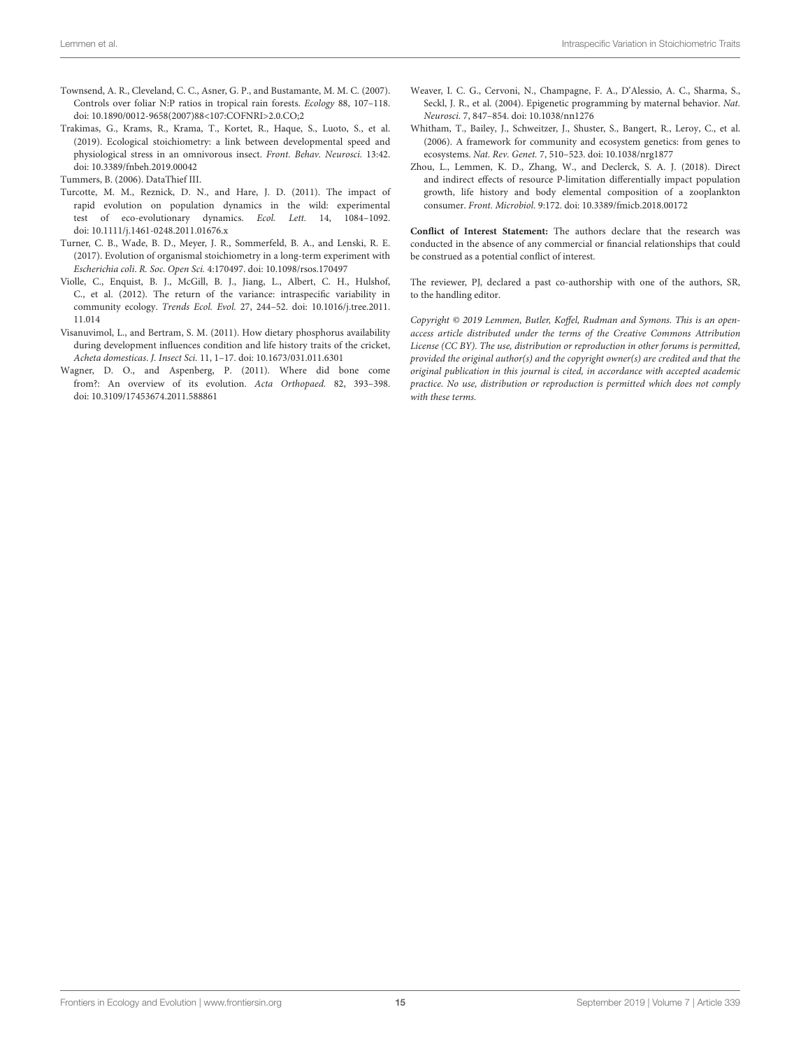Townsend, A. R., Cleveland, C. C., Asner, G. P., and Bustamante, M. M. C. (2007). Controls over foliar N:P ratios in tropical rain forests. *Ecology* 88, 107–118. doi: 10.1890/0012-9658(2007)88<107:COFNRI>2.0.CO;2

Trakimas, G., Krams, R., Krama, T., Kortet, R., Haque, S., Luoto, S., et al. (2019). Ecological stoichiometry: a link between developmental speed and physiological stress in an omnivorous insect. *Front. Behav. Neurosci.* 13:42. doi: 10.3389/fnbeh.2019.00042

Tummers, B. (2006). DataThief III.

Turcotte, M. M., Reznick, D. N., and Hare, J. D. (2011). The impact of rapid evolution on population dynamics in the wild: experimental test of eco-evolutionary dynamics. *Ecol. Lett.* 14, 1084–1092. doi: 10.1111/j.1461-0248.2011.01676.x

Turner, C. B., Wade, B. D., Meyer, J. R., Sommerfeld, B. A., and Lenski, R. E. (2017). Evolution of organismal stoichiometry in a long-term experiment with *Escherichia coli*. *R. Soc. Open Sci.* 4:170497. doi: 10.1098/rsos.170497

Violle, C., Enquist, B. J., McGill, B. J., Jiang, L., Albert, C. H., Hulshof, C., et al. (2012). The return of the variance: intraspecific variability in community ecology. *Trends Ecol. Evol.* 27, 244–52. doi: 10.1016/j.tree.2011.11.014

Visanuvimol, L., and Bertram, S. M. (2011). How dietary phosphorus availability during development influences condition and life history traits of the cricket, *Acheta domesticas*. *J. Insect Sci.* 11, 1–17. doi: 10.1673/031.011.6301

Wagner, D. O., and Aspenberg, P. (2011). Where did bone come from?: An overview of its evolution. *Acta Orthopaed.* 82, 393–398. doi: 10.3109/17453674.2011.588861

Weaver, I. C. G., Cervoni, N., Champagne, F. A., D'Alessio, A. C., Sharma, S., Seckl, J. R., et al. (2004). Epigenetic programming by maternal behavior. *Nat. Neurosci.* 7, 847–854. doi: 10.1038/nn1276

Whitham, T., Bailey, J., Schweitzer, J., Shuster, S., Bangert, R., Leroy, C., et al. (2006). A framework for community and ecosystem genetics: from genes to ecosystems. *Nat. Rev. Genet.* 7, 510–523. doi: 10.1038/nrg1877

Zhou, L., Lemmen, K. D., Zhang, W., and Declerck, S. A. J. (2018). Direct and indirect effects of resource P-limitation differentially impact population growth, life history and body elemental composition of a zooplankton consumer. *Front. Microbiol.* 9:172. doi: 10.3389/fmicb.2018.00172

**Conflict of Interest Statement:** The authors declare that the research was conducted in the absence of any commercial or financial relationships that could be construed as a potential conflict of interest.

The reviewer, PJ, declared a past co-authorship with one of the authors, SR, to the handling editor.

*Copyright © 2019 Lemmen, Butler, Koffel, Rudman and Symons. This is an open-access article distributed under the terms of the Creative Commons Attribution License (CC BY). The use, distribution or reproduction in other forums is permitted, provided the original author(s) and the copyright owner(s) are credited and that the original publication in this journal is cited, in accordance with accepted academic practice. No use, distribution or reproduction is permitted which does not comply with these terms.*